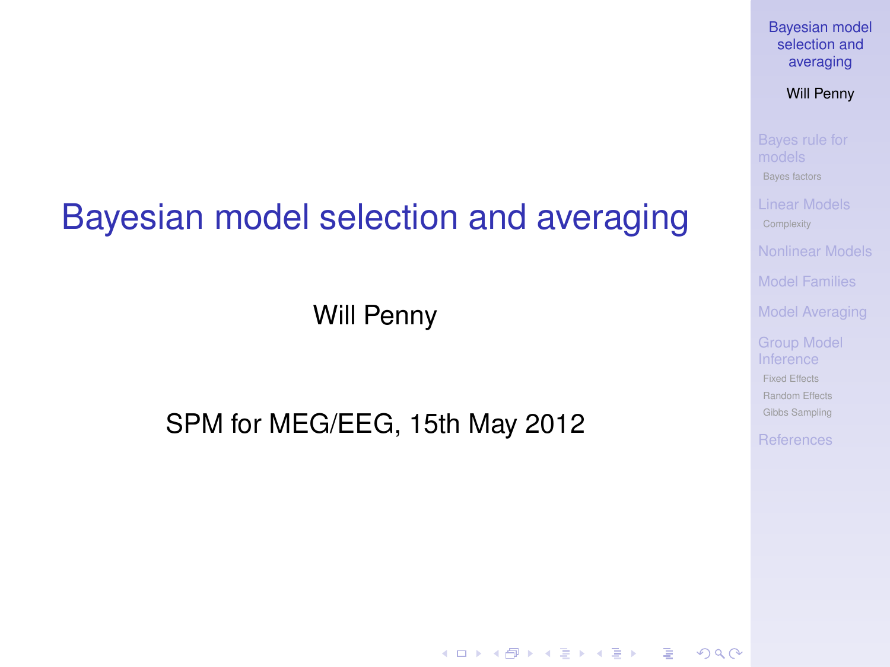# Bayesian model selection and averaging

Will Penny

SPM for MEG/EEG, 15th May 2012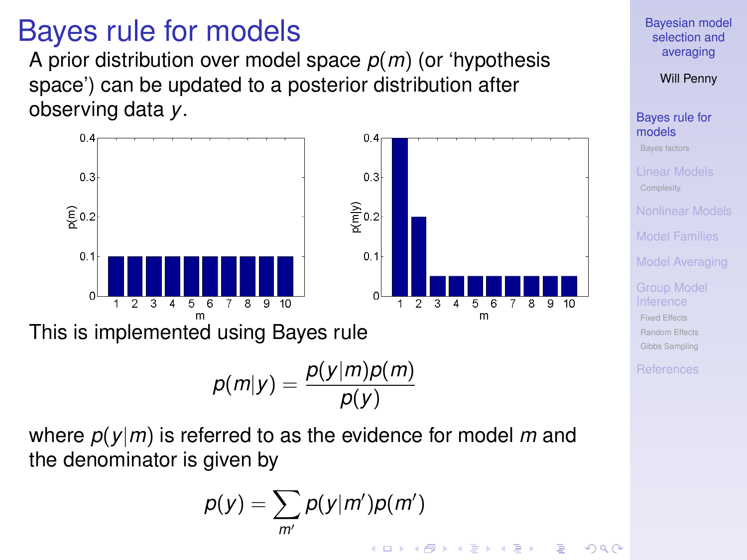# Bayes rule for models

A prior distribution over model space $p(m)$ (or 'hypothesis space') can be updated to a posterior distribution after observing data $y$.

This is implemented using Bayes rule

$$p(m|y) = \frac{p(y|m)p(m)}{p(y)}$$

where $p(y|m)$ is referred to as the evidence for model $m$ and the denominator is given by

$$p(y) = \sum_{m'} p(y|m')p(m')$$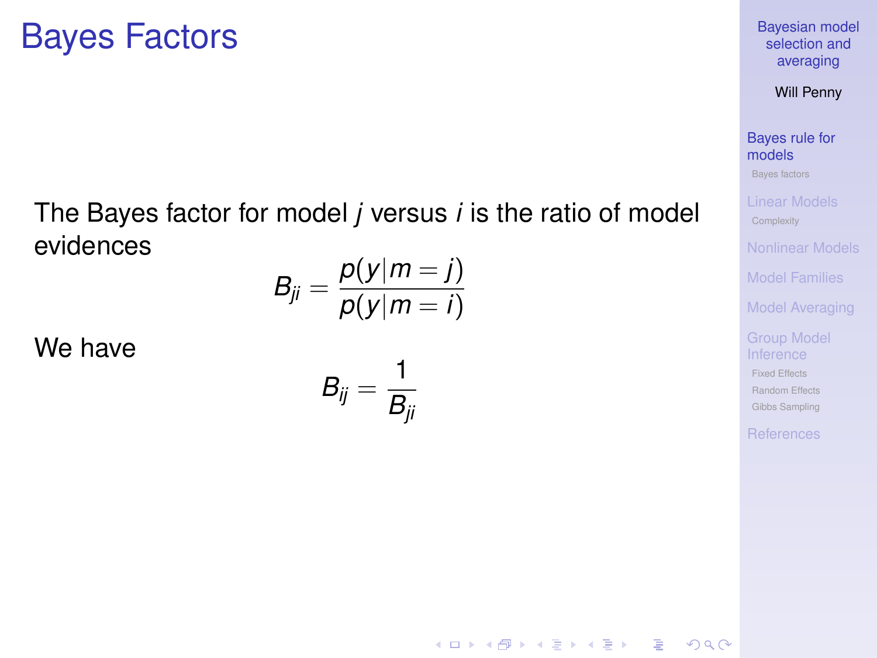# Bayes Factors

The Bayes factor for model $j$ versus $i$ is the ratio of model evidences

$$B_{ji} = \frac{p(y|m=j)}{p(y|m=i)}$$

We have

$$B_{ij} = \frac{1}{B_{ji}}$$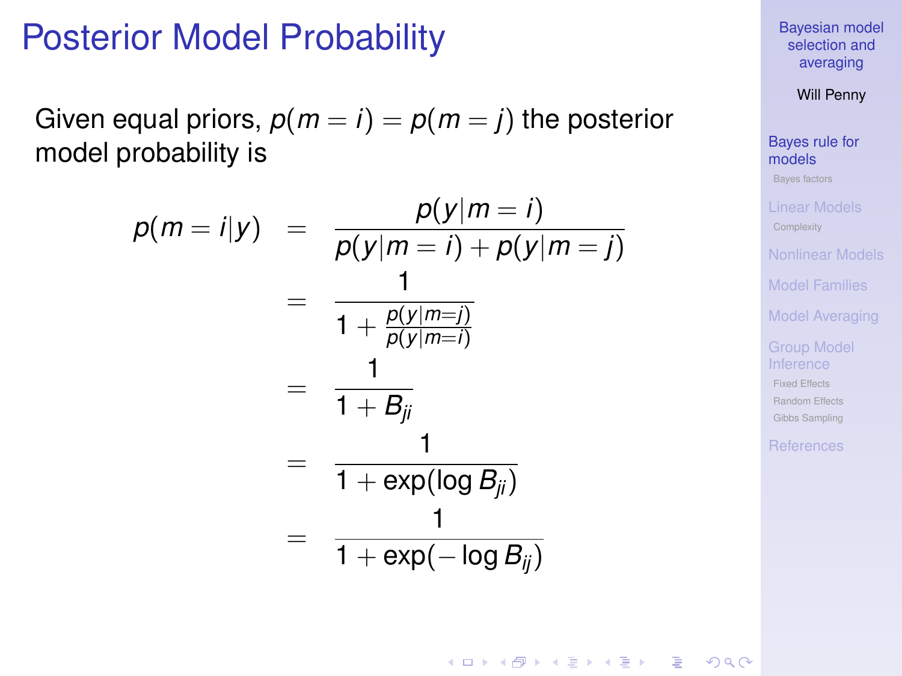# Posterior Model Probability

Given equal priors, $p(m = i) = p(m = j)$ the posterior model probability is

$$
\begin{aligned}
p(m = i|y) &= \frac{p(y|m = i)}{p(y|m = i) + p(y|m = j)} \\
&= \frac{1}{1 + \frac{p(y|m=j)}{p(y|m=i)}} \\
&= \frac{1}{1 + B_{ji}} \\
&= \frac{1}{1 + \exp(\log B_{ji})} \\
&= \frac{1}{1 + \exp(-\log B_{ij})}
\end{aligned}
$$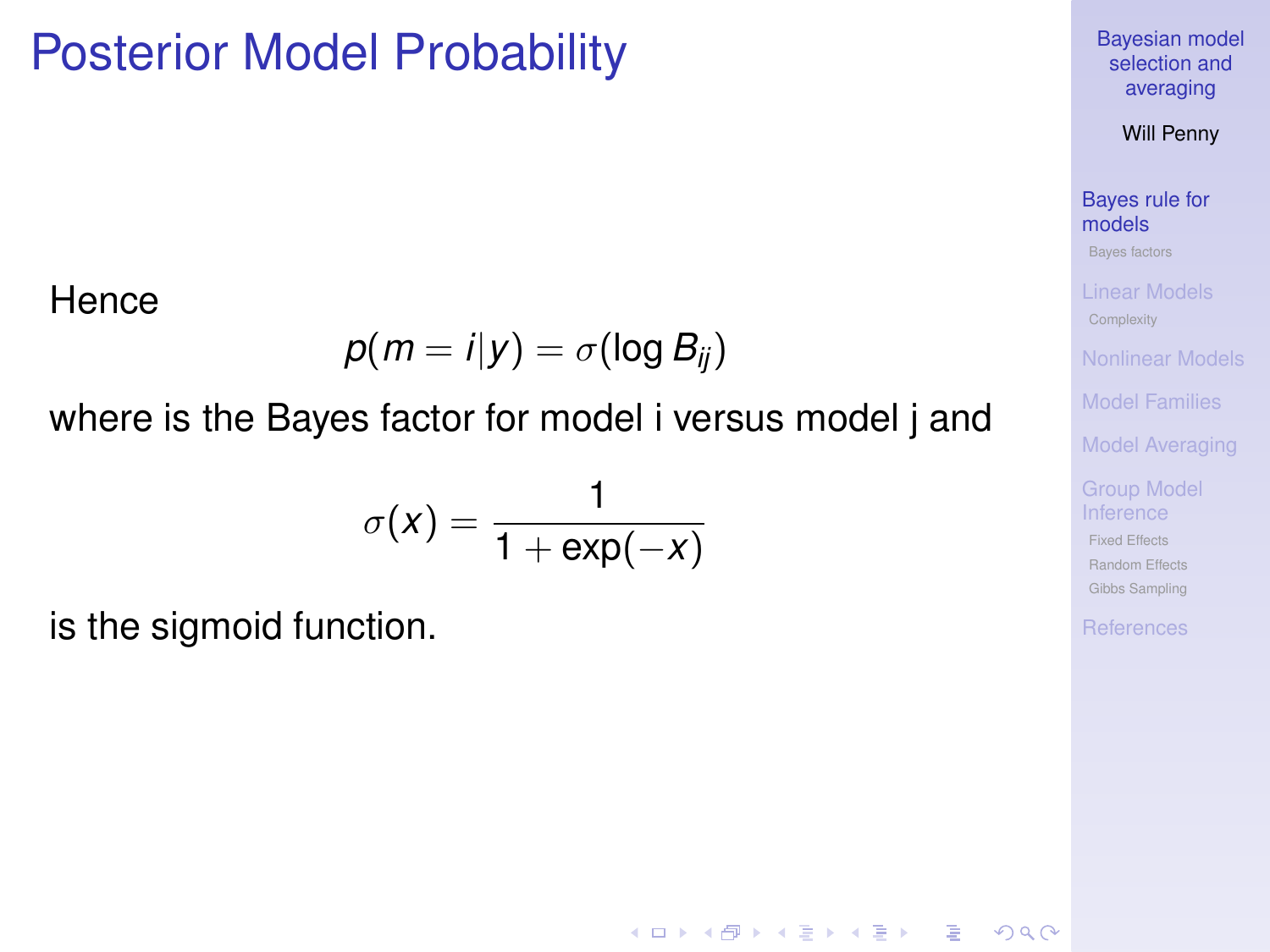# Posterior Model Probability

Hence

$$p(m = i|y) = \sigma(\log B_{ij})$$

where is the Bayes factor for model i versus model j and

$$\sigma(x) = \frac{1}{1 + \exp(-x)}$$

is the sigmoid function.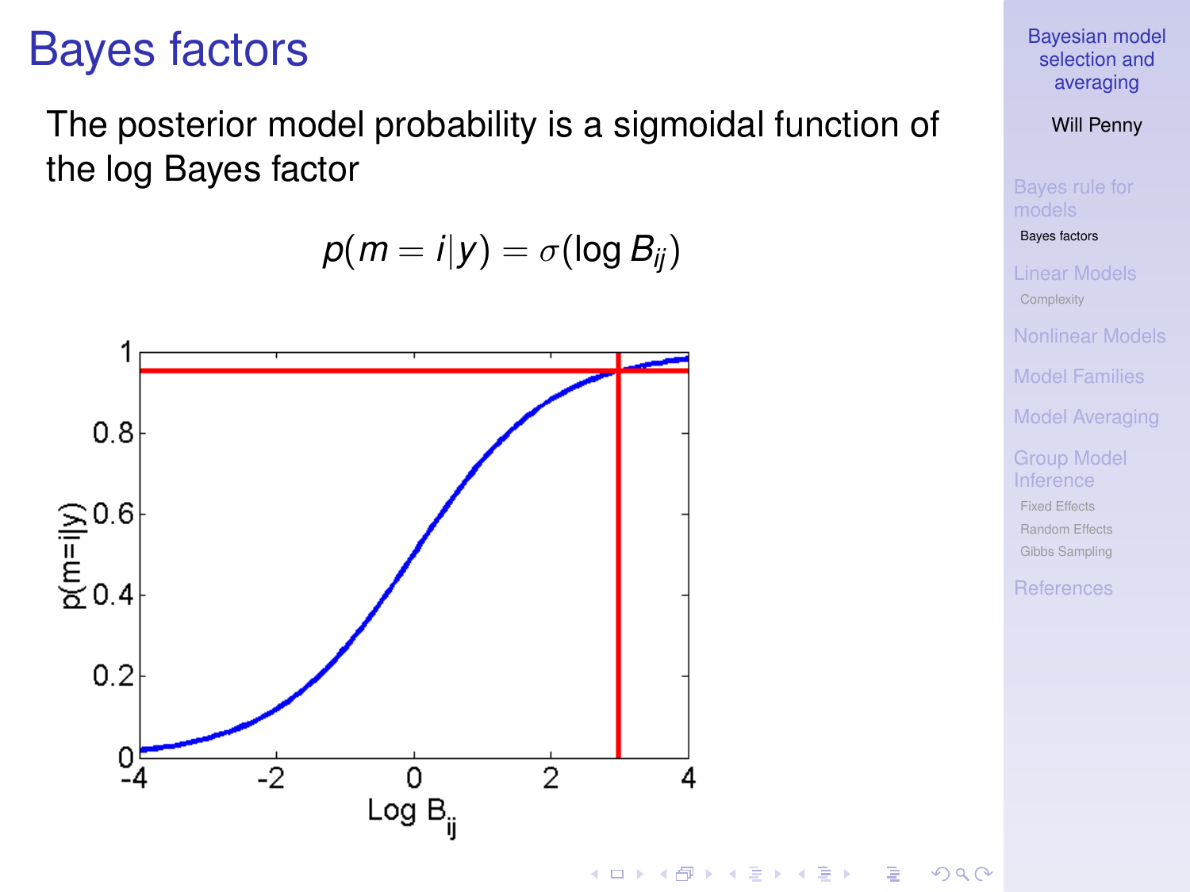# Bayes factors

The posterior model probability is a sigmoidal function of the log Bayes factor

$$p(m = i|y) = \sigma(\log B_{ij})$$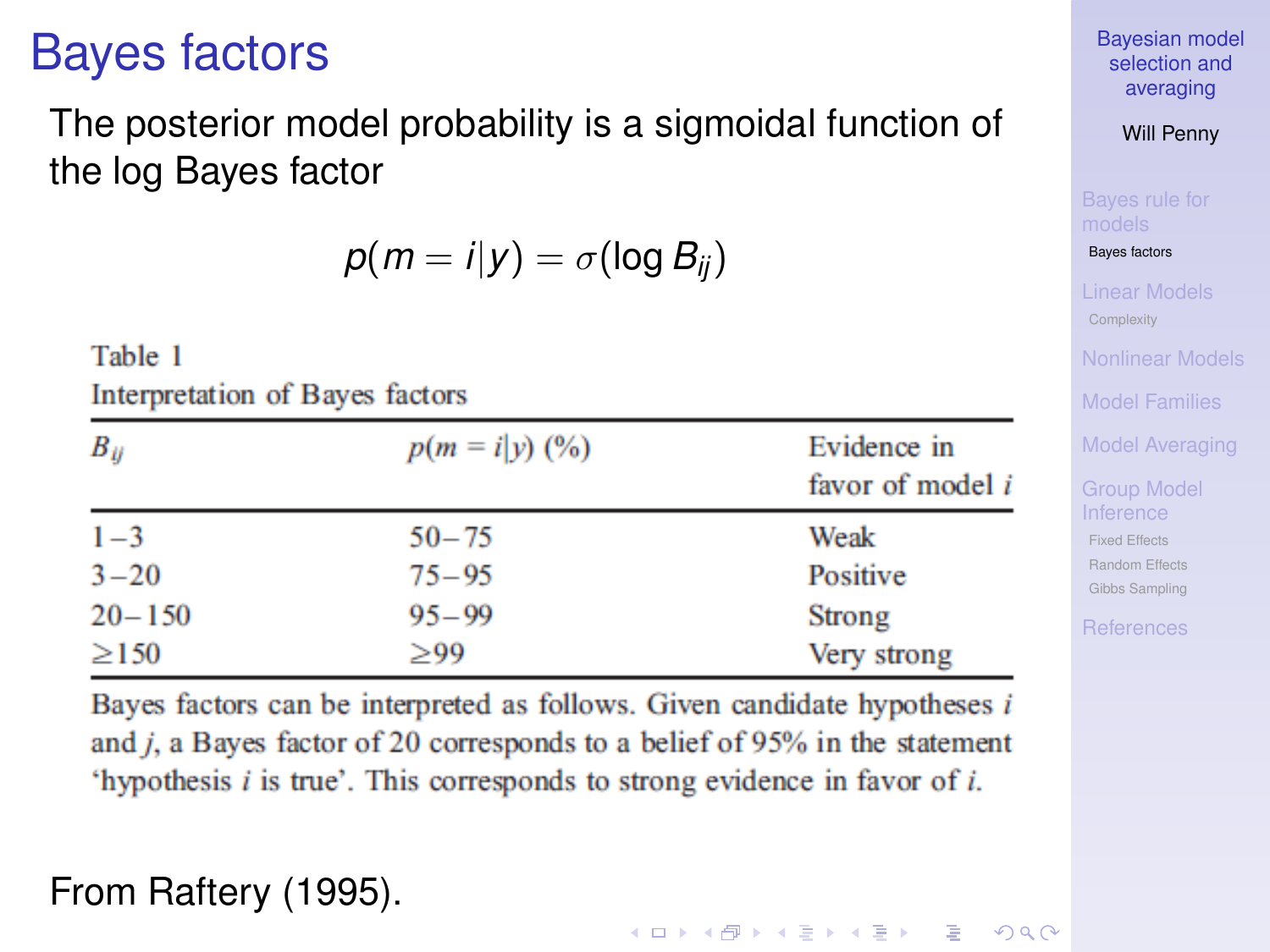# Bayes factors

The posterior model probability is a sigmoidal function of the log Bayes factor

$$p(m = i|y) = \sigma(\log B_{ij})$$

Table 1

Interpretation of Bayes factors

| $B_{ij}$ | $p(m = i\|y)$ (%) | Evidence in favor of model $i$ |
|---|---|---|
| 1–3 | 50–75 | Weak |
| 3–20 | 75–95 | Positive |
| 20–150 | 95–99 | Strong |
| ≥150 | ≥99 | Very strong |

Bayes factors can be interpreted as follows. Given candidate hypotheses $i$ and $j$, a Bayes factor of 20 corresponds to a belief of 95% in the statement 'hypothesis $i$ is true'. This corresponds to strong evidence in favor of $i$.

From Raftery (1995).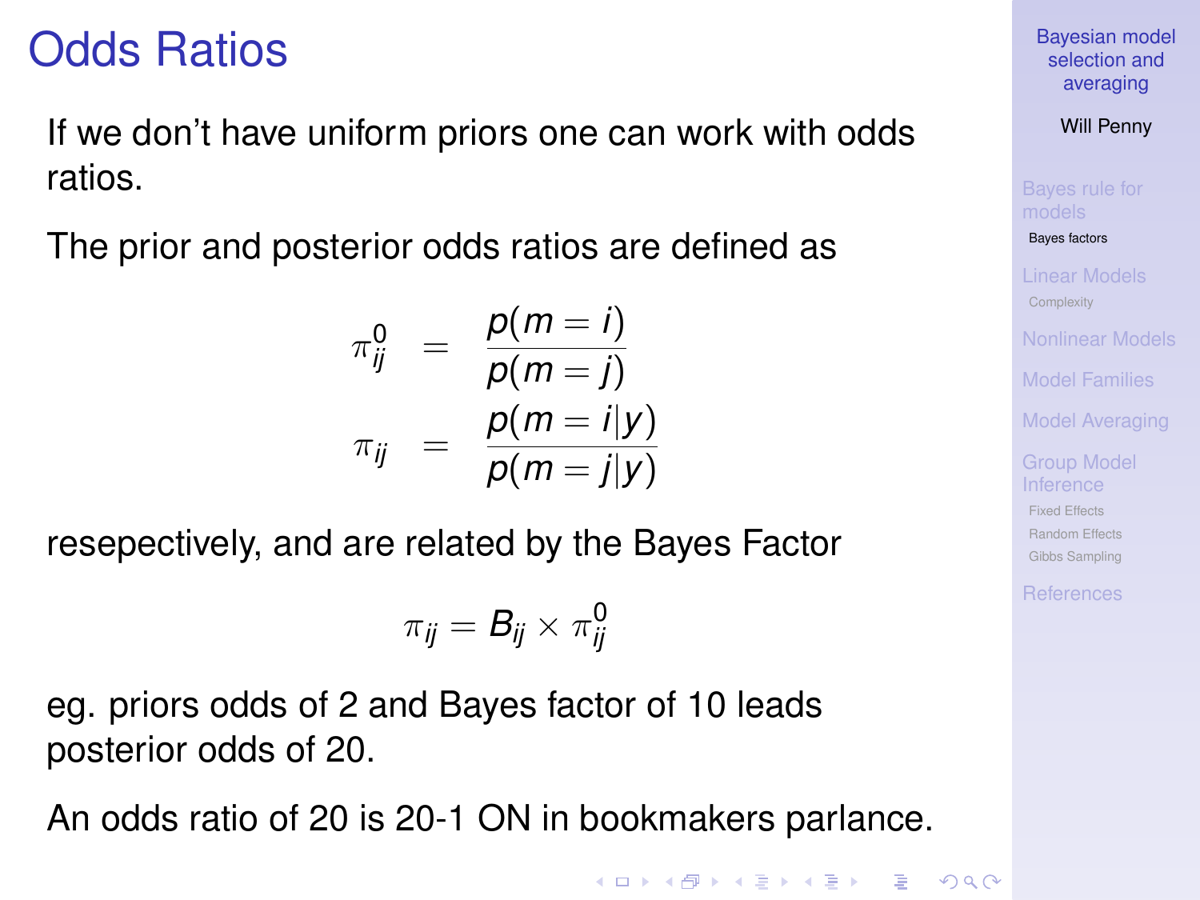# Odds Ratios

If we don't have uniform priors one can work with odds ratios.

The prior and posterior odds ratios are defined as

$$\pi_{ij}^{0} = \frac{p(m=i)}{p(m=j)}$$

$$\pi_{ij} = \frac{p(m=i|y)}{p(m=j|y)}$$

resepectively, and are related by the Bayes Factor

$$\pi_{ij} = B_{ij} \times \pi_{ij}^{0}$$

eg. priors odds of 2 and Bayes factor of 10 leads posterior odds of 20.

An odds ratio of 20 is 20-1 ON in bookmakers parlance.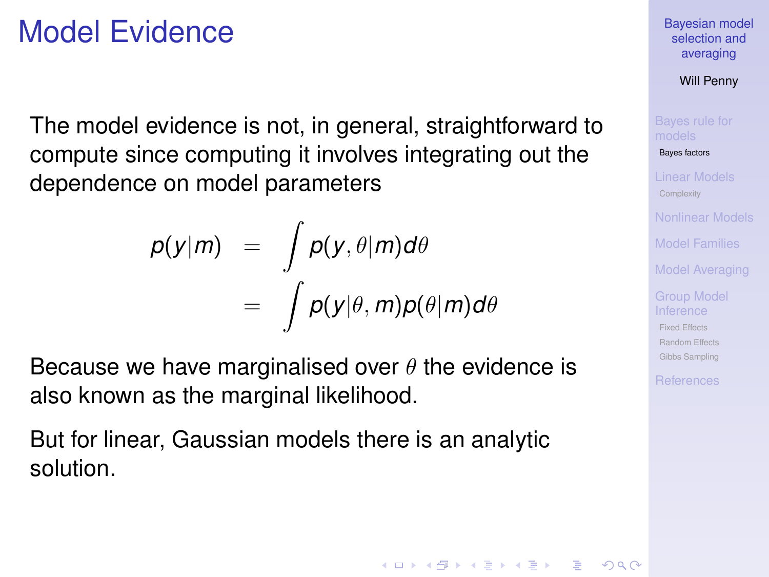# Model Evidence

The model evidence is not, in general, straightforward to compute since computing it involves integrating out the dependence on model parameters

$$
\begin{aligned}
p(y|m) &= \int p(y, \theta|m) d\theta \\
&= \int p(y|\theta, m) p(\theta|m) d\theta
\end{aligned}
$$

Because we have marginalised over $\theta$ the evidence is also known as the marginal likelihood.

But for linear, Gaussian models there is an analytic solution.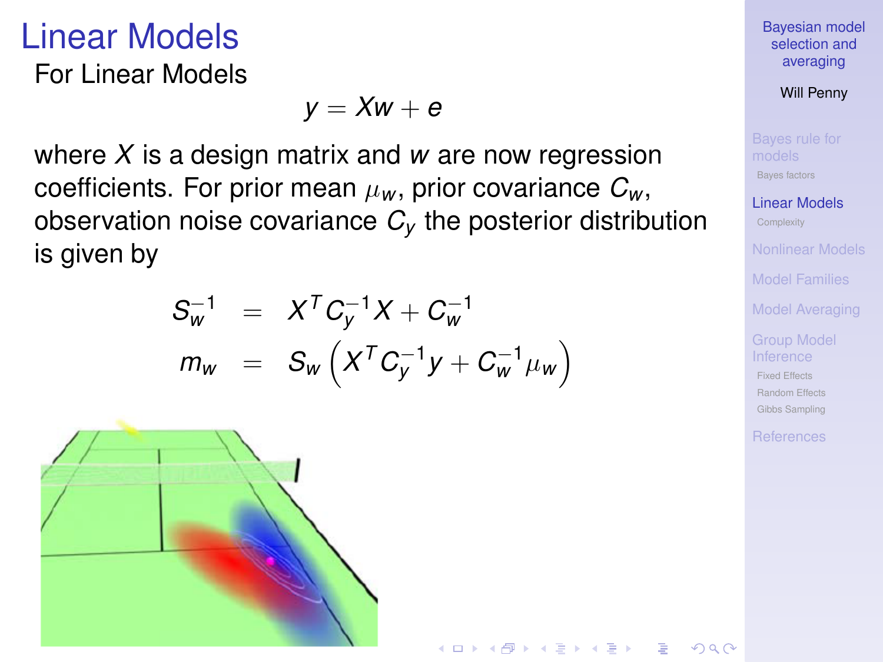# Linear Models

For Linear Models

$$y = Xw + e$$

where $X$ is a design matrix and $w$ are now regression coefficients. For prior mean $\mu_w$, prior covariance $C_w$, observation noise covariance $C_y$ the posterior distribution is given by

$$
\begin{aligned}
S_w^{-1} &= X^T C_y^{-1} X + C_w^{-1} \\
m_w &= S_w \left( X^T C_y^{-1} y + C_w^{-1} \mu_w \right)
\end{aligned}
$$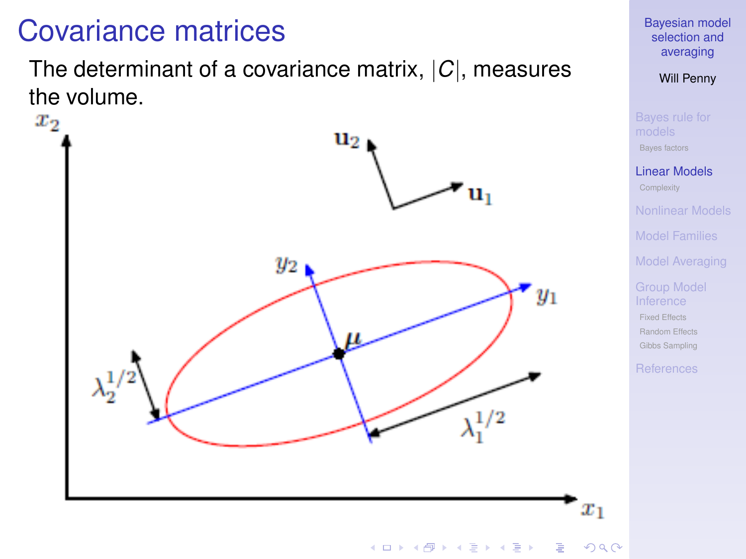# Covariance matrices

The determinant of a covariance matrix, $|C|$, measures the volume.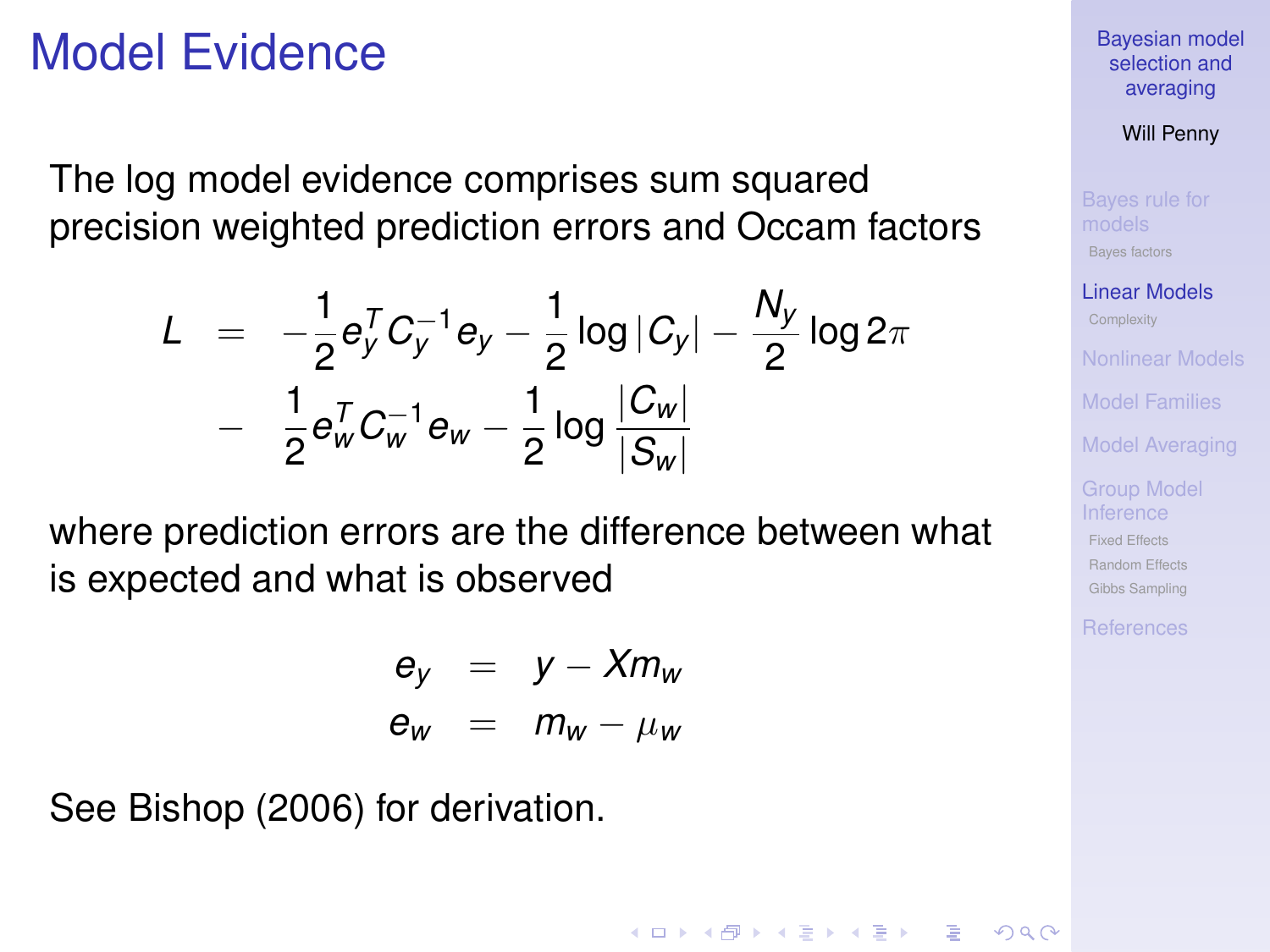# Model Evidence

The log model evidence comprises sum squared precision weighted prediction errors and Occam factors

$$
\begin{aligned}
L &= -\frac{1}{2} e_y^T C_y^{-1} e_y - \frac{1}{2} \log |C_y| - \frac{N_y}{2} \log 2\pi \\
&- \frac{1}{2} e_w^T C_w^{-1} e_w - \frac{1}{2} \log \frac{|C_w|}{|S_w|}
\end{aligned}
$$

where prediction errors are the difference between what is expected and what is observed

$$
\begin{aligned}
e_y &= y - X m_w \\
e_w &= m_w - \mu_w
\end{aligned}
$$

See Bishop (2006) for derivation.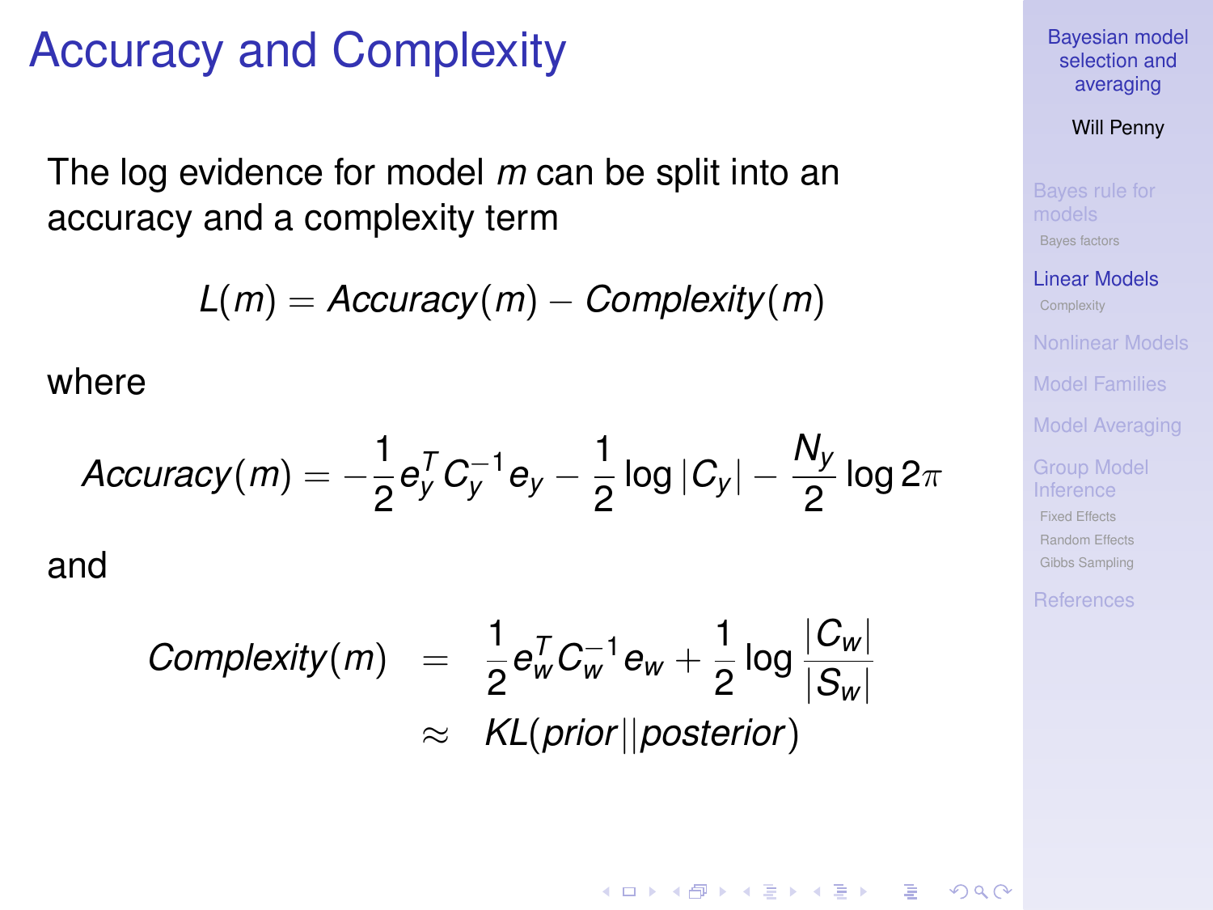# Accuracy and Complexity

The log evidence for model *m* can be split into an accuracy and a complexity term

$$L(m) = Accuracy(m) - Complexity(m)$$

where

$$Accuracy(m) = -\frac{1}{2} e_y^T C_y^{-1} e_y - \frac{1}{2} \log |C_y| - \frac{N_y}{2} \log 2\pi$$

and

$$\begin{aligned} Complexity(m) &= \frac{1}{2} e_w^T C_w^{-1} e_w + \frac{1}{2} \log \frac{|C_w|}{|S_w|} \\ &\approx KL(prior||posterior) \end{aligned}$$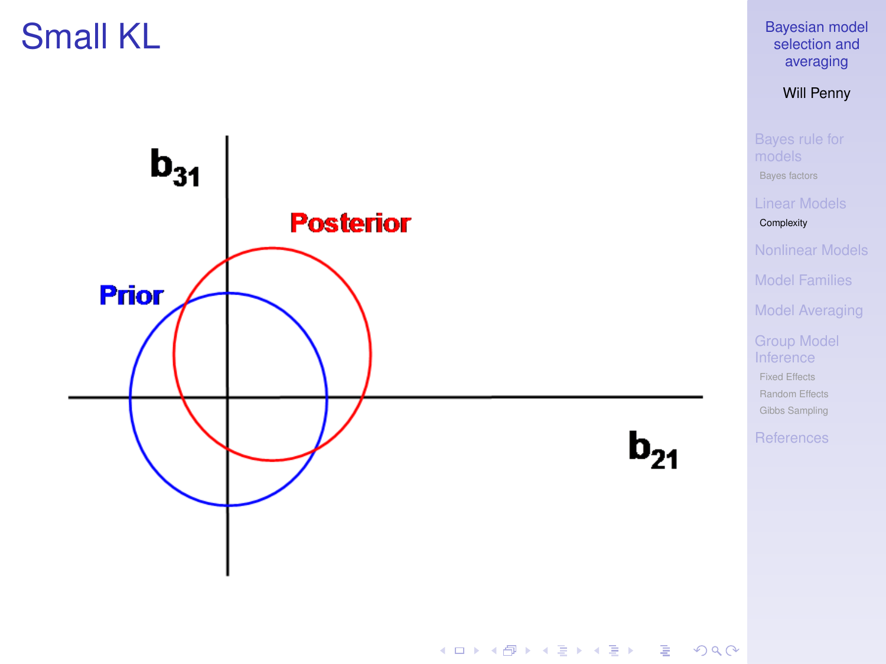# Small KL

$b_{31}$

Posterior

Prior

$b_{21}$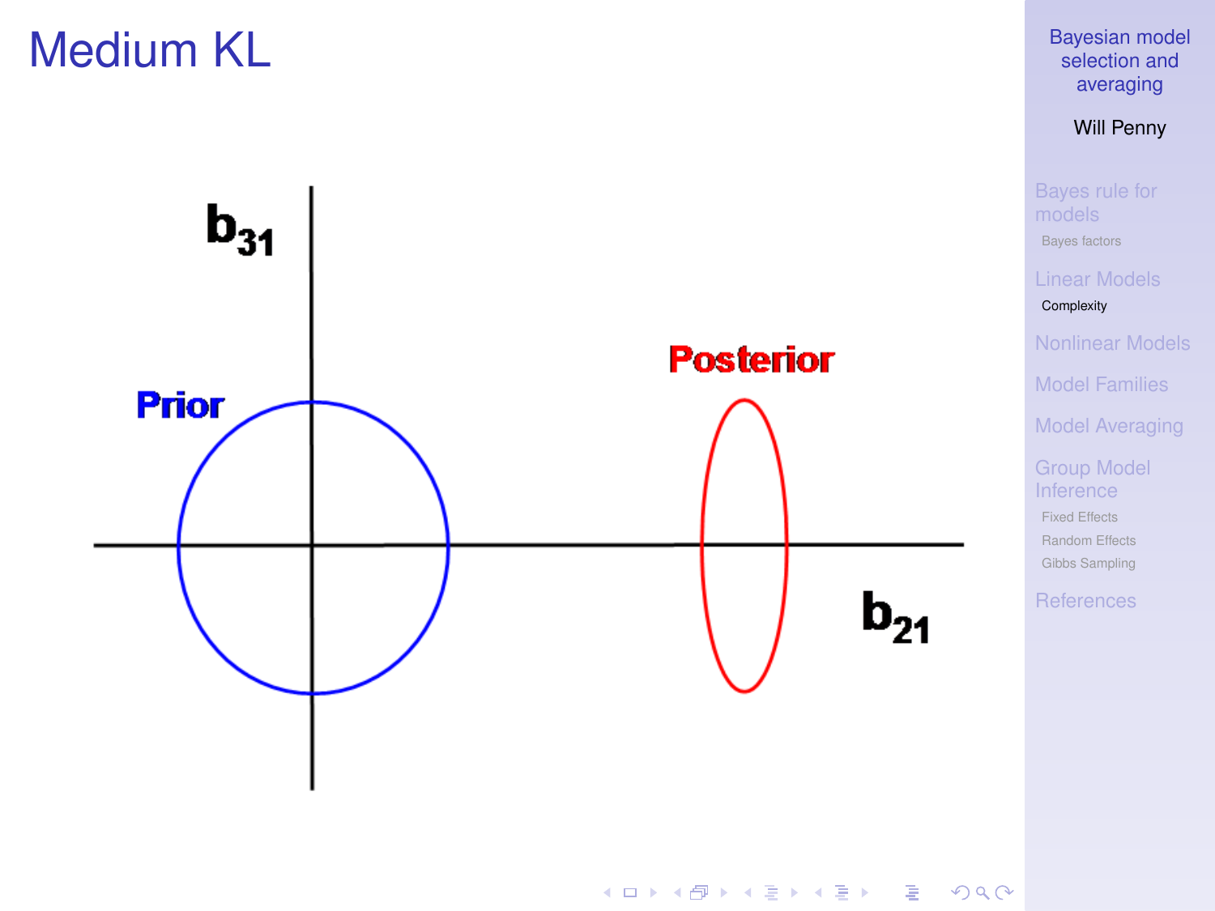# Medium KL

Prior

Posterior

$b_{31}$

$b_{21}$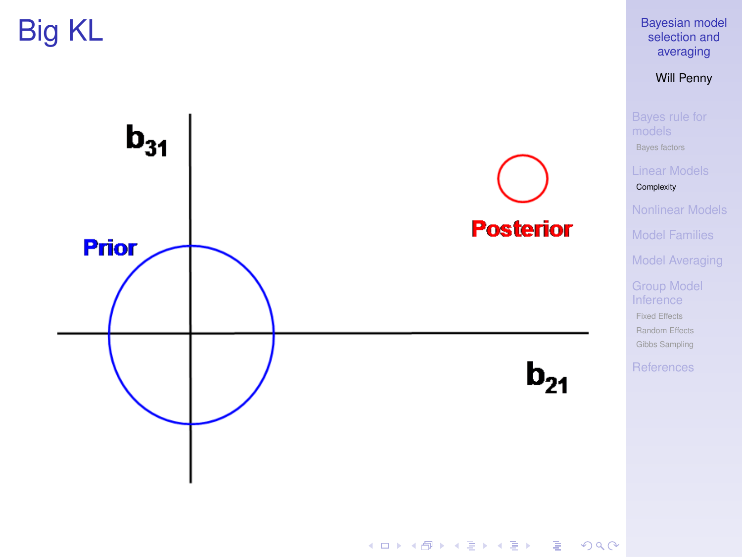# Big KL

$b_{31}$

Prior

Posterior

$b_{21}$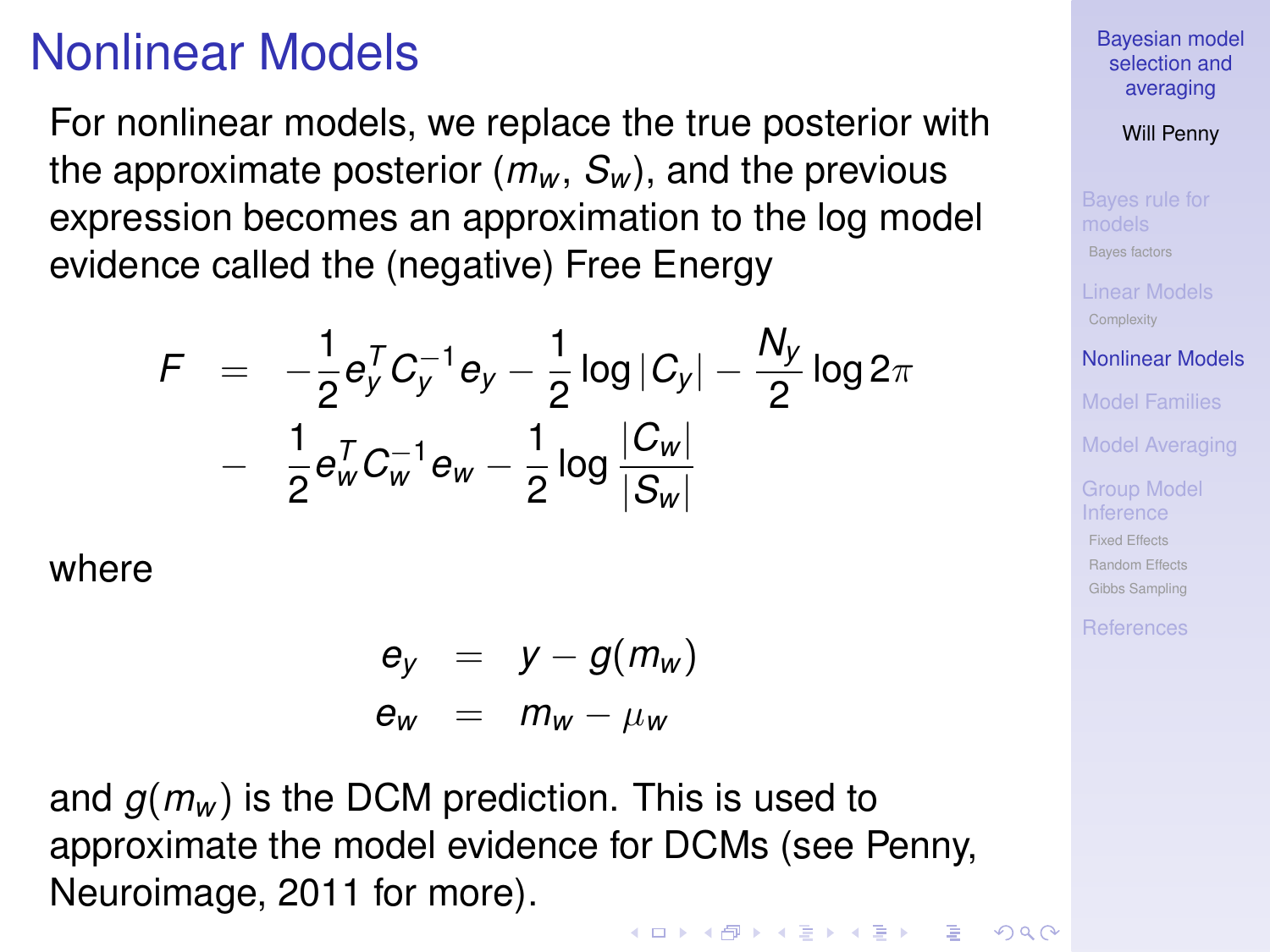# Nonlinear Models

For nonlinear models, we replace the true posterior with the approximate posterior ($m_w$, $S_w$), and the previous expression becomes an approximation to the log model evidence called the (negative) Free Energy

$$
\begin{aligned}
F &= -\frac{1}{2} e_y^T C_y^{-1} e_y - \frac{1}{2} \log |C_y| - \frac{N_y}{2} \log 2\pi \\
&- \frac{1}{2} e_w^T C_w^{-1} e_w - \frac{1}{2} \log \frac{|C_w|}{|S_w|}
\end{aligned}
$$

where

$$
\begin{aligned}
e_y &= y - g(m_w) \\
e_w &= m_w - \mu_w
\end{aligned}
$$

and $g(m_w)$ is the DCM prediction. This is used to approximate the model evidence for DCMs (see Penny, Neuroimage, 2011 for more).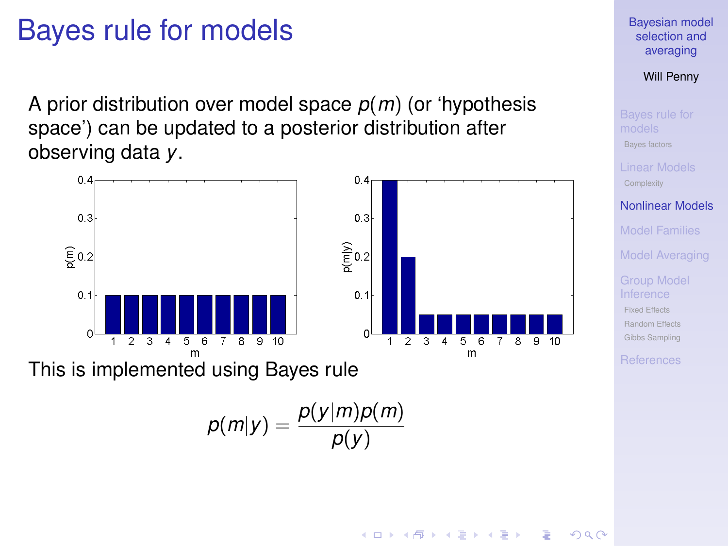# Bayes rule for models

A prior distribution over model space $p(m)$ (or 'hypothesis space') can be updated to a posterior distribution after observing data $y$.

This is implemented using Bayes rule

$$p(m|y) = \frac{p(y|m)p(m)}{p(y)}$$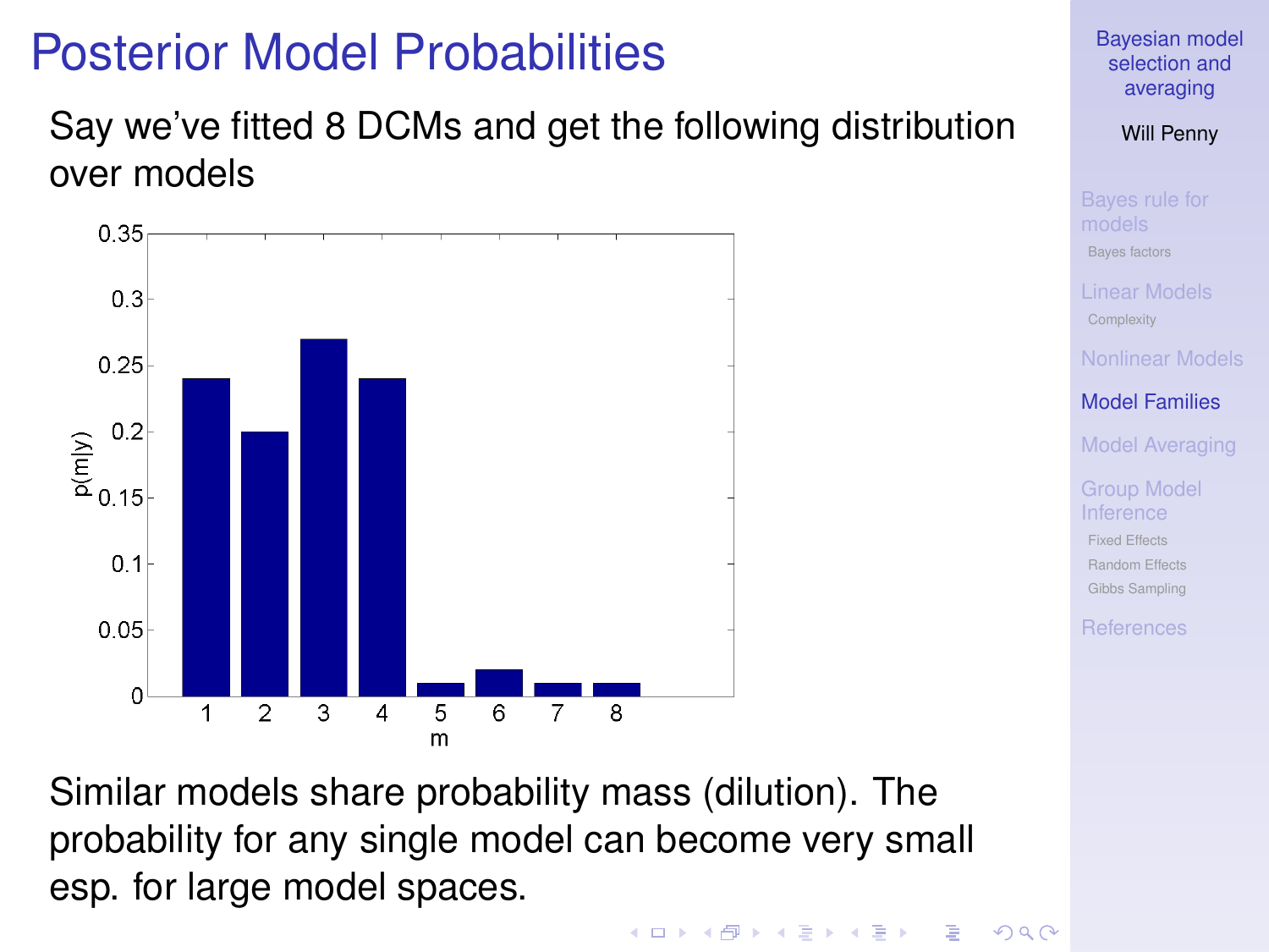# Posterior Model Probabilities

Say we've fitted 8 DCMs and get the following distribution over models

Similar models share probability mass (dilution). The probability for any single model can become very small esp. for large model spaces.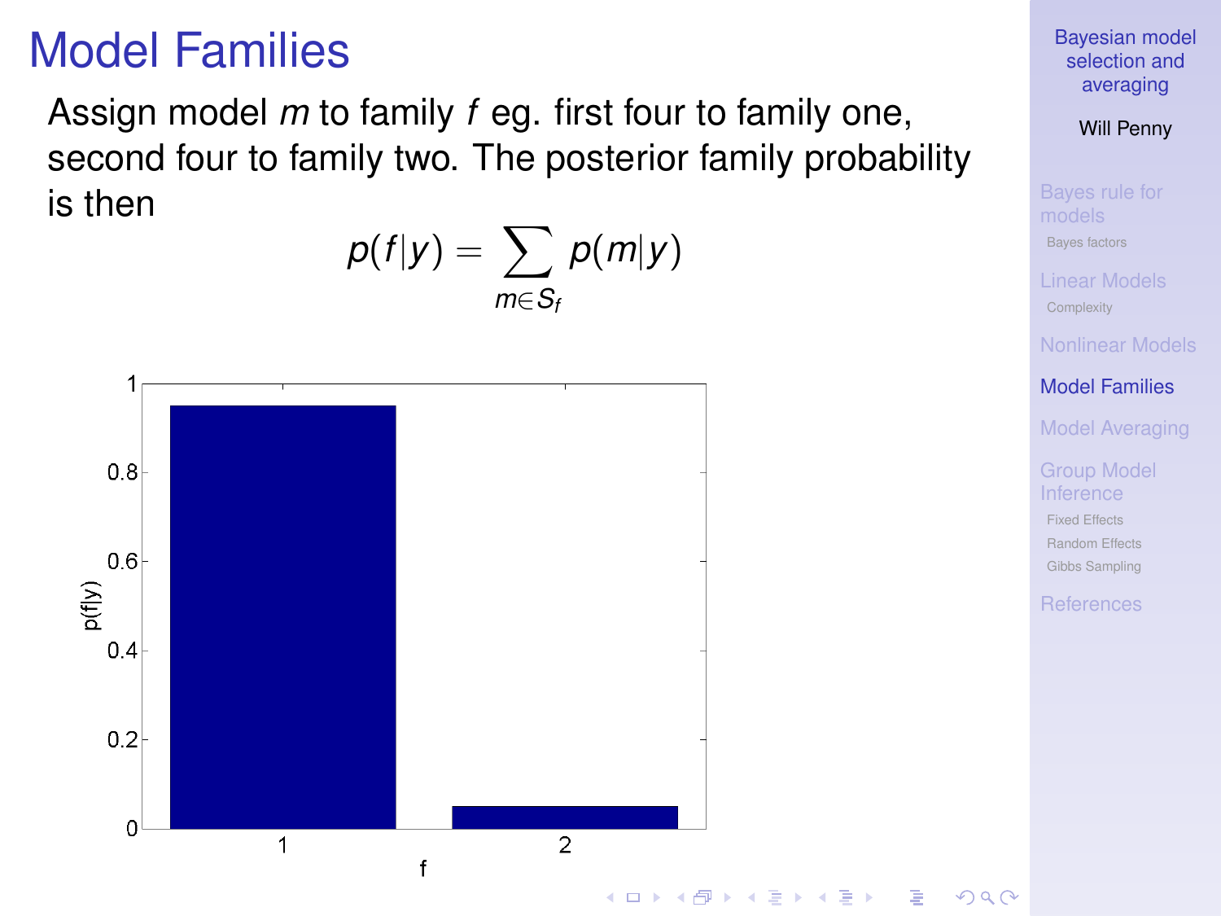# Model Families

Assign model $m$ to family $f$ eg. first four to family one, second four to family two. The posterior family probability is then

$$p(f|y) = \sum_{m \in S_f} p(m|y)$$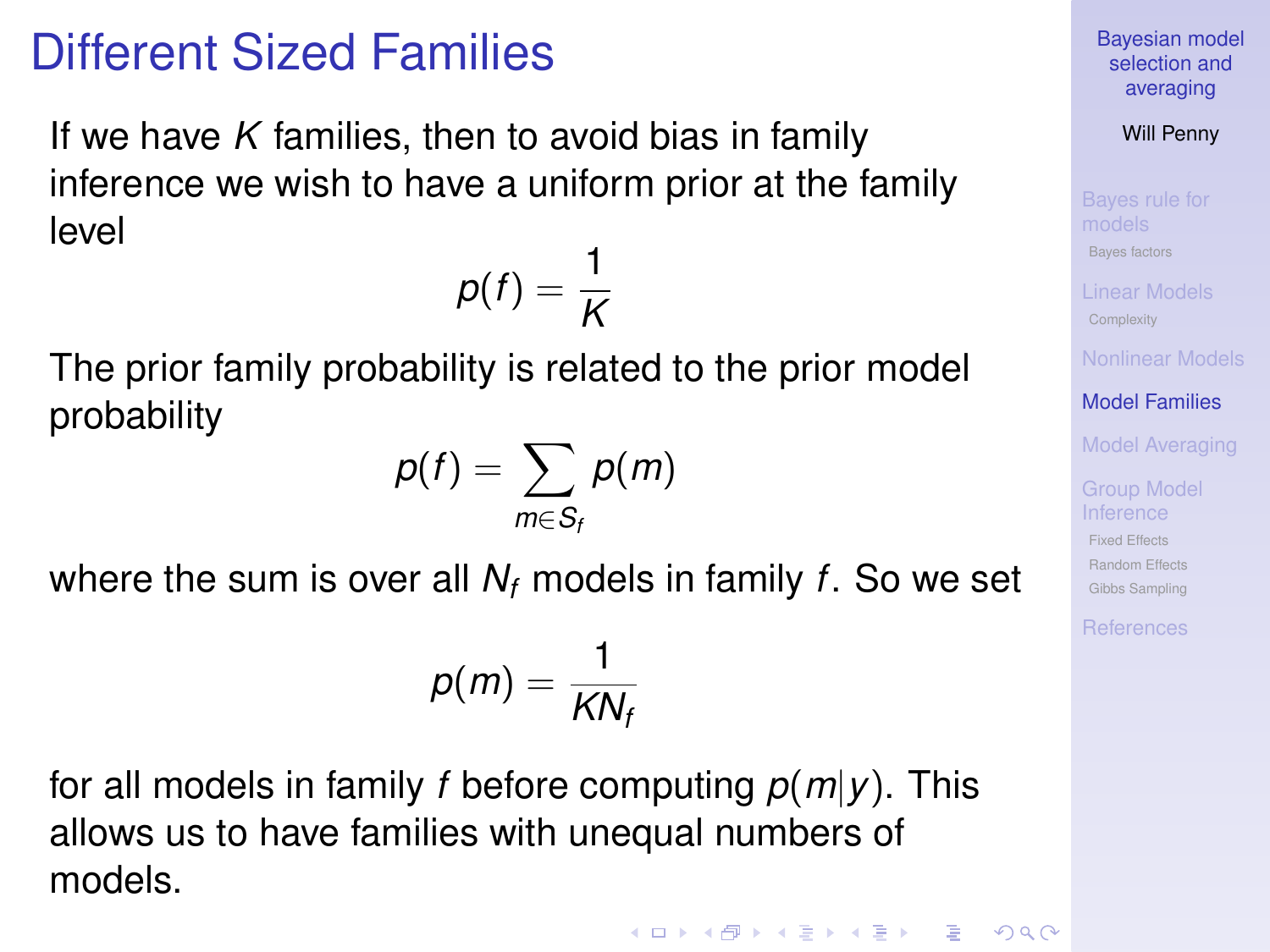# Different Sized Families

If we have $K$ families, then to avoid bias in family inference we wish to have a uniform prior at the family level

$$p(f) = \frac{1}{K}$$

The prior family probability is related to the prior model probability

$$p(f) = \sum_{m \in S_f} p(m)$$

where the sum is over all $N_f$ models in family $f$. So we set

$$p(m) = \frac{1}{K N_f}$$

for all models in family $f$ before computing $p(m|y)$. This allows us to have families with unequal numbers of models.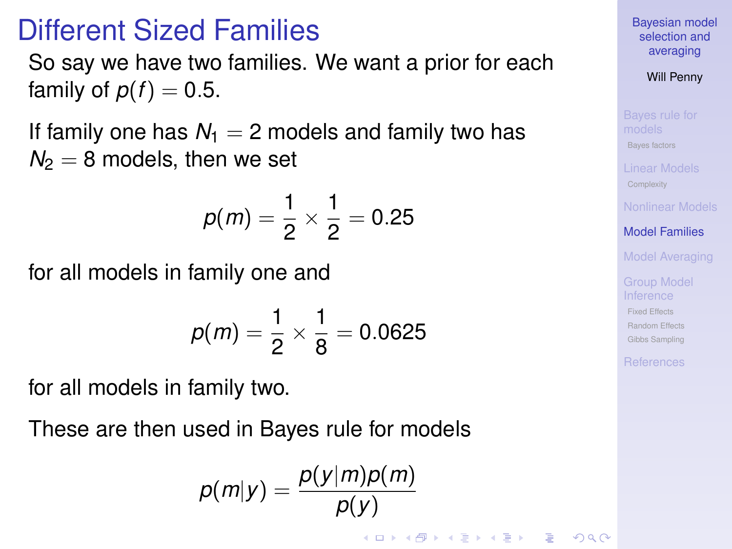# Different Sized Families

So say we have two families. We want a prior for each family of $p(f) = 0.5$.

If family one has $N_1 = 2$ models and family two has $N_2 = 8$ models, then we set

$$p(m) = \frac{1}{2} \times \frac{1}{2} = 0.25$$

for all models in family one and

$$p(m) = \frac{1}{2} \times \frac{1}{8} = 0.0625$$

for all models in family two.

These are then used in Bayes rule for models

$$p(m|y) = \frac{p(y|m)p(m)}{p(y)}$$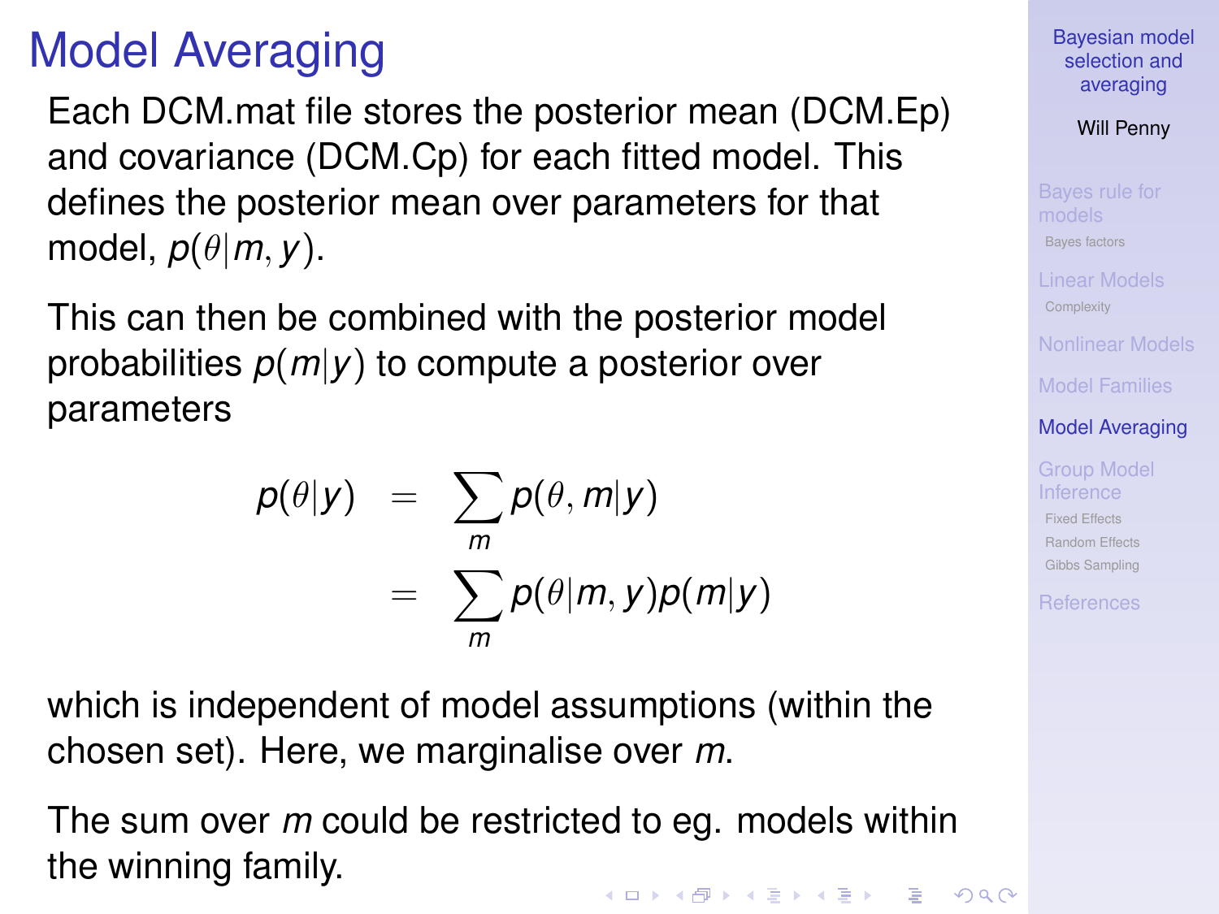# Model Averaging

Each DCM.mat file stores the posterior mean (DCM.Ep) and covariance (DCM.Cp) for each fitted model. This defines the posterior mean over parameters for that model, $p(\theta|m,y)$.

This can then be combined with the posterior model probabilities $p(m|y)$ to compute a posterior over parameters

$$
\begin{aligned}
p(\theta|y) &= \sum_m p(\theta, m|y) \\
&= \sum_m p(\theta|m,y) p(m|y)
\end{aligned}
$$

which is independent of model assumptions (within the chosen set). Here, we marginalise over $m$.

The sum over $m$ could be restricted to eg. models within the winning family.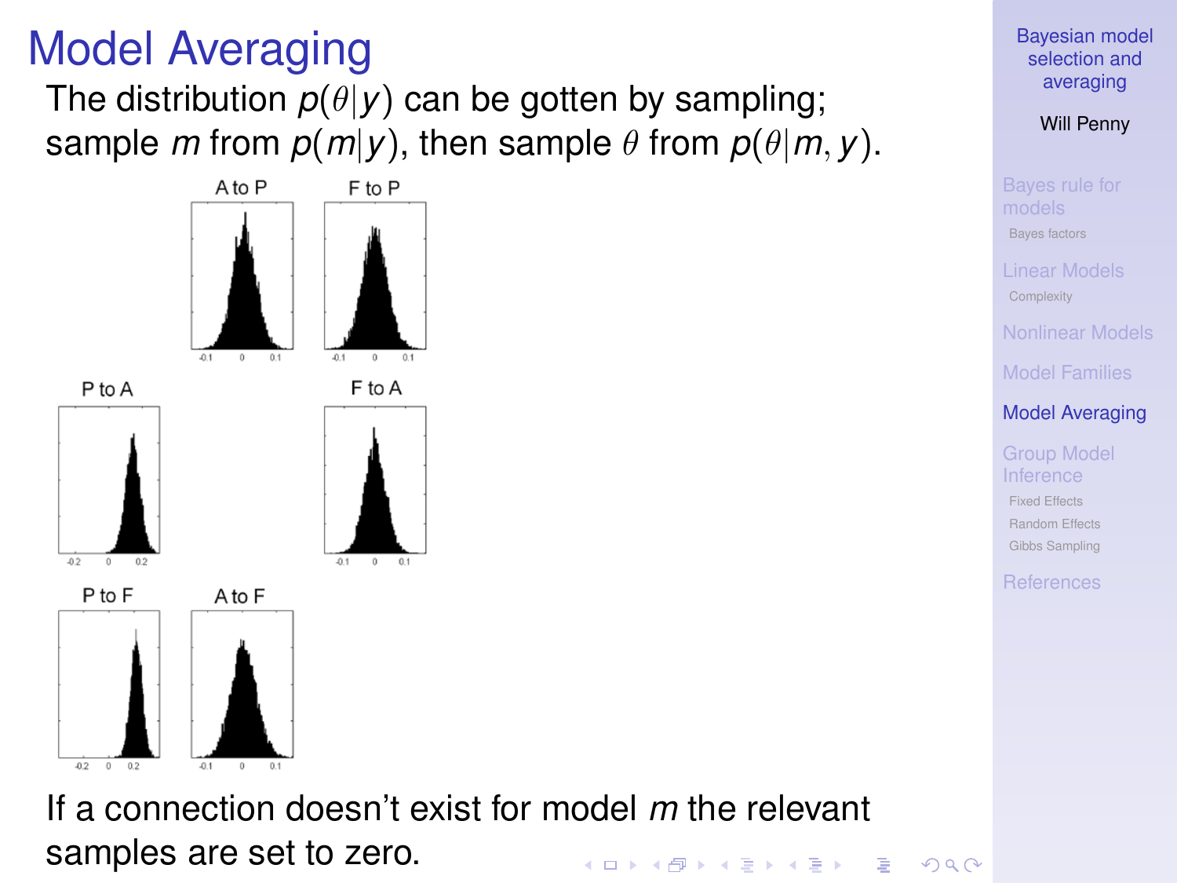# Model Averaging

The distribution $p(\theta|y)$ can be gotten by sampling; sample $m$ from $p(m|y)$, then sample $\theta$ from $p(\theta|m, y)$.

If a connection doesn't exist for model $m$ the relevant samples are set to zero.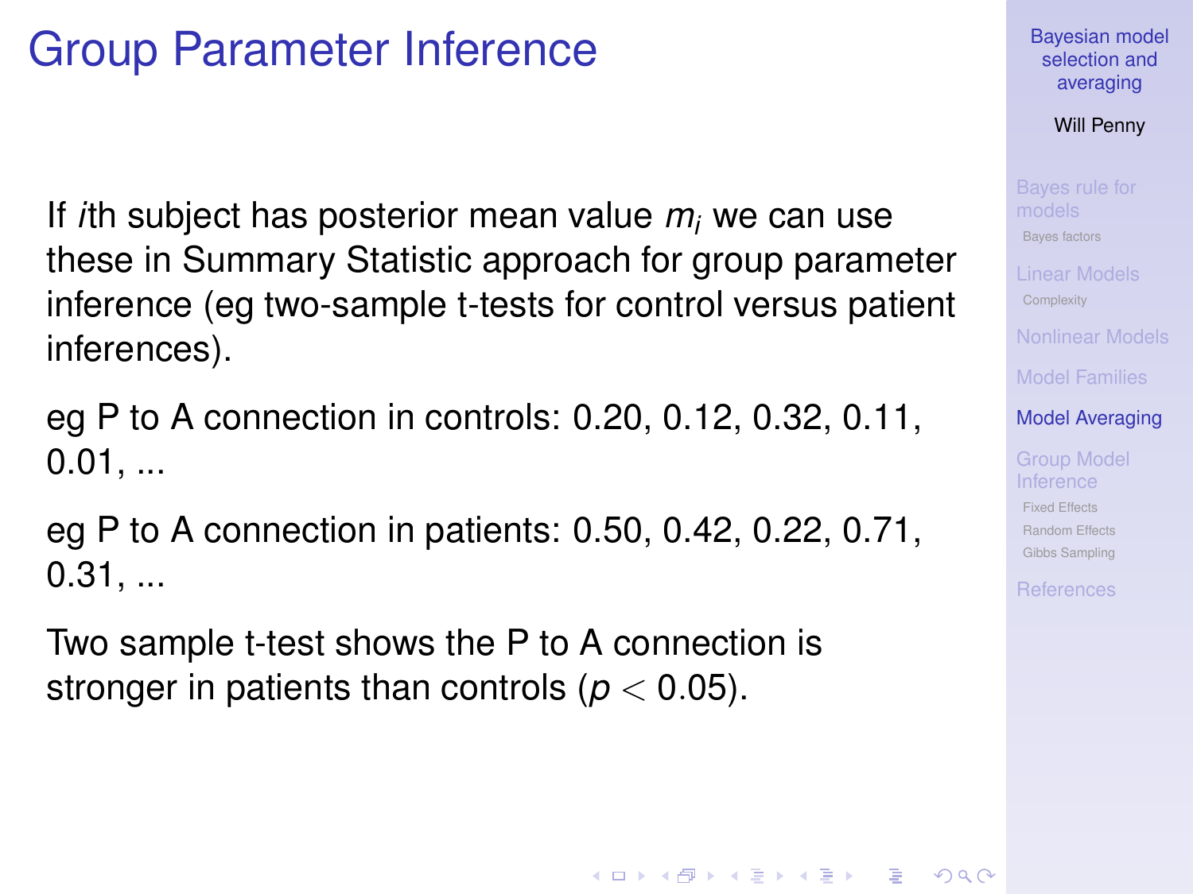# Group Parameter Inference

If $i$th subject has posterior mean value $m_i$ we can use these in Summary Statistic approach for group parameter inference (eg two-sample t-tests for control versus patient inferences).

eg P to A connection in controls: 0.20, 0.12, 0.32, 0.11, 0.01, ...

eg P to A connection in patients: 0.50, 0.42, 0.22, 0.71, 0.31, ...

Two sample t-test shows the P to A connection is stronger in patients than controls ($p < 0.05$).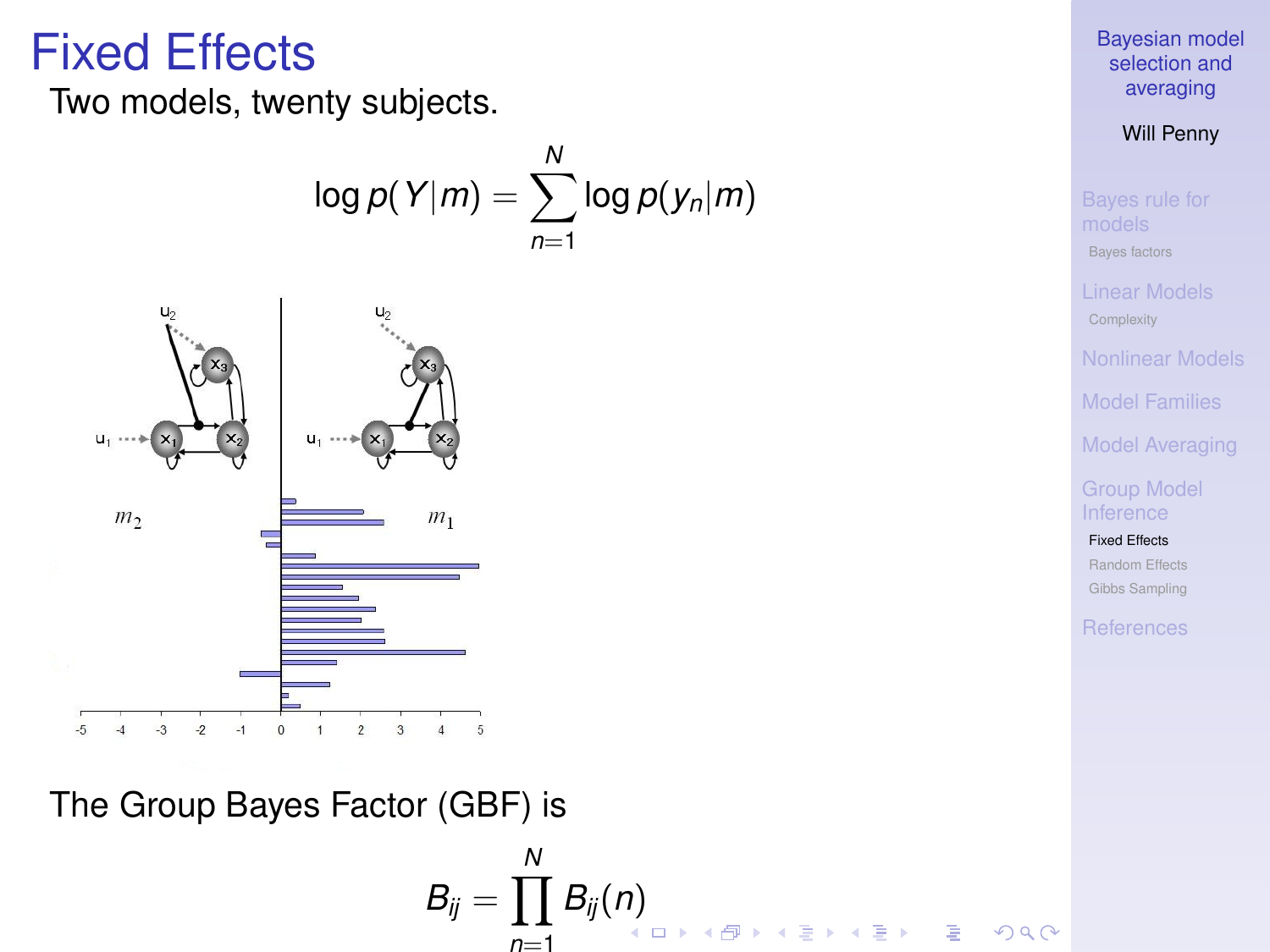# Fixed Effects

Two models, twenty subjects.

$$\log p(Y|m) = \sum_{n=1}^{N} \log p(y_n|m)$$

The Group Bayes Factor (GBF) is

$$B_{ij} = \prod_{n=1}^{N} B_{ij}(n)$$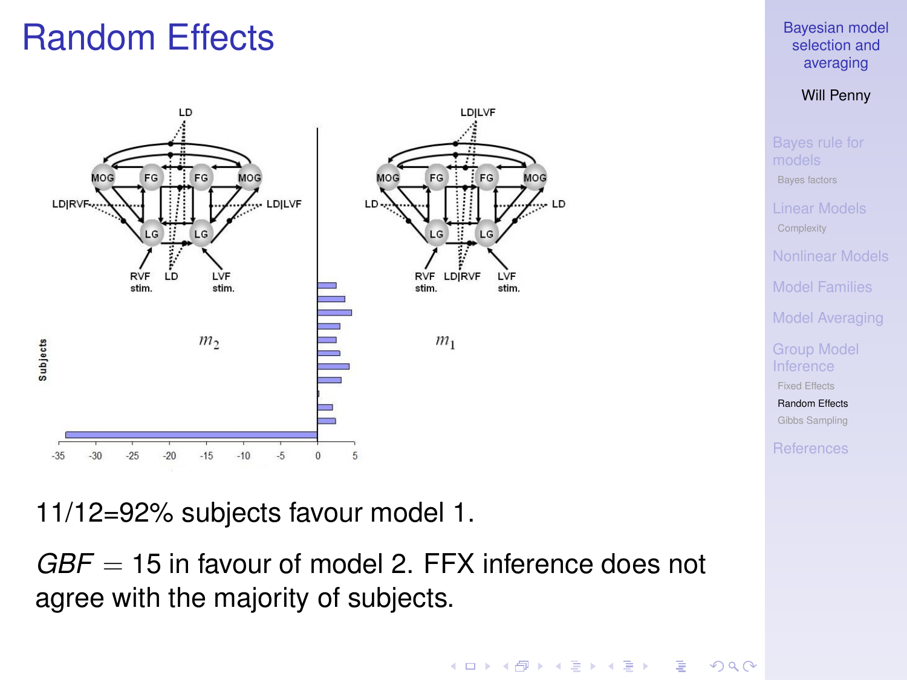# Random Effects

11/12=92% subjects favour model 1.

$GBF = 15$ in favour of model 2. FFX inference does not agree with the majority of subjects.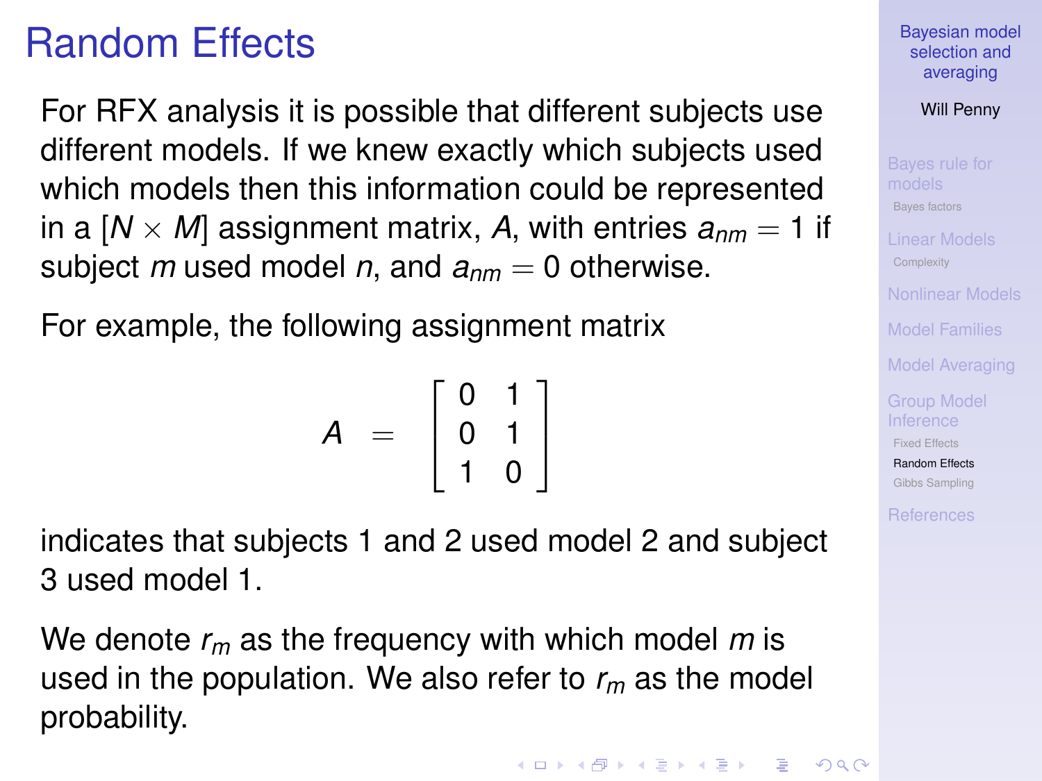# Random Effects

For RFX analysis it is possible that different subjects use different models. If we knew exactly which subjects used which models then this information could be represented in a $[N \times M]$ assignment matrix, $A$, with entries $a_{nm} = 1$ if subject $m$ used model $n$, and $a_{nm} = 0$ otherwise.

For example, the following assignment matrix

$$A = \begin{bmatrix} 0 & 1 \\ 0 & 1 \\ 1 & 0 \end{bmatrix}$$

indicates that subjects 1 and 2 used model 2 and subject 3 used model 1.

We denote $r_m$ as the frequency with which model $m$ is used in the population. We also refer to $r_m$ as the model probability.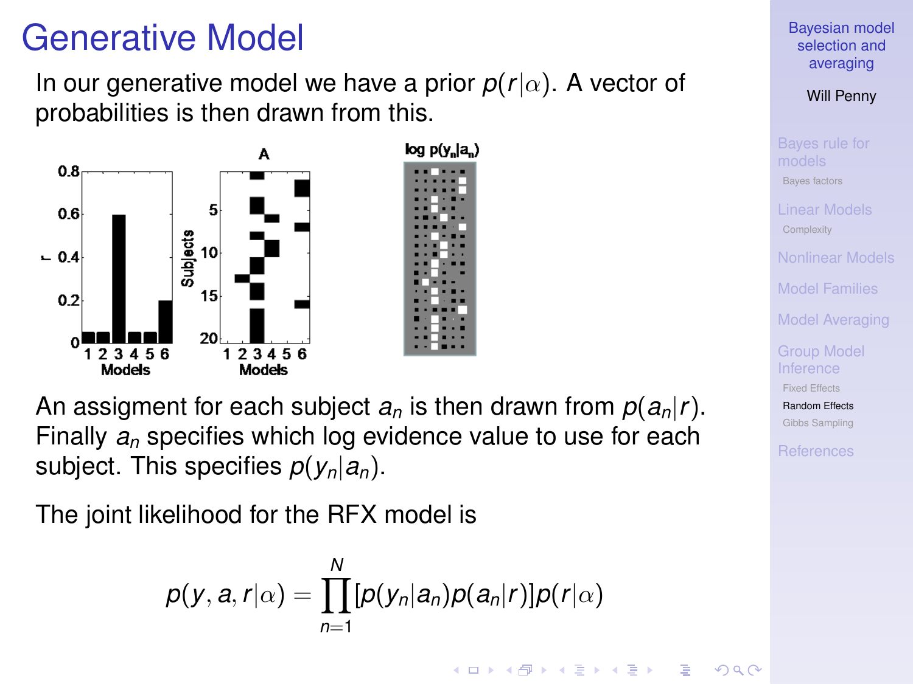# Generative Model

In our generative model we have a prior $p(r|\alpha)$. A vector of probabilities is then drawn from this.

An assigment for each subject $a_n$ is then drawn from $p(a_n|r)$. Finally $a_n$ specifies which log evidence value to use for each subject. This specifies $p(y_n|a_n)$.

The joint likelihood for the RFX model is

$$p(y, a, r|\alpha) = \prod_{n=1}^{N} [p(y_n|a_n)p(a_n|r)]p(r|\alpha)$$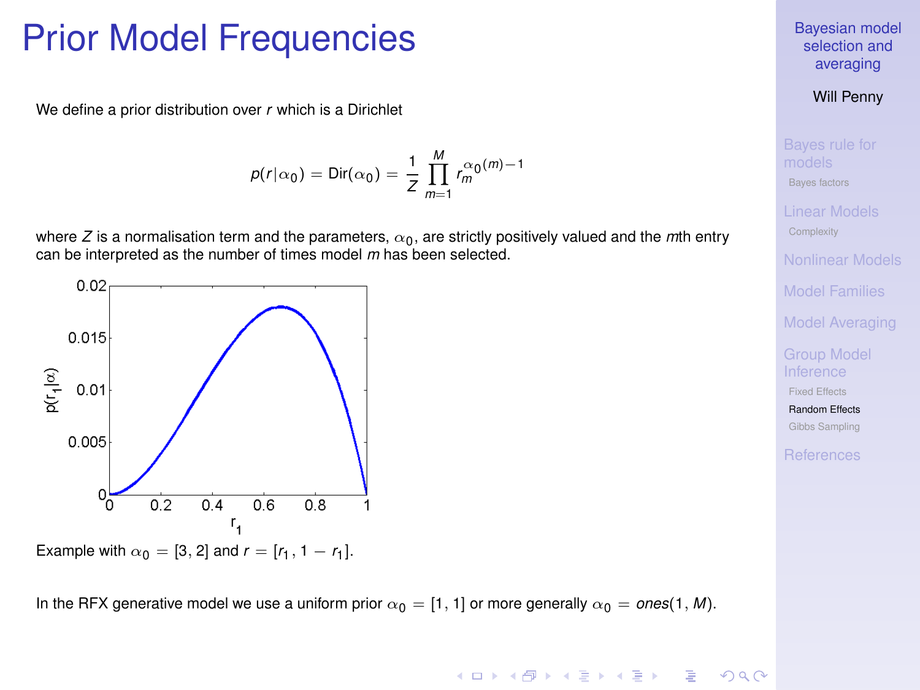# Prior Model Frequencies

We define a prior distribution over $r$ which is a Dirichlet

$$p(r|\alpha_0) = \text{Dir}(\alpha_0) = \frac{1}{Z}\prod_{m=1}^{M} r_m^{\alpha_0(m)-1}$$

where $Z$ is a normalisation term and the parameters, $\alpha_0$, are strictly positively valued and the $m$th entry can be interpreted as the number of times model $m$ has been selected.

Example with $\alpha_0 = [3, 2]$ and $r = [r_1, 1 - r_1]$.

In the RFX generative model we use a uniform prior $\alpha_0 = [1, 1]$ or more generally $\alpha_0 = ones(1, M)$.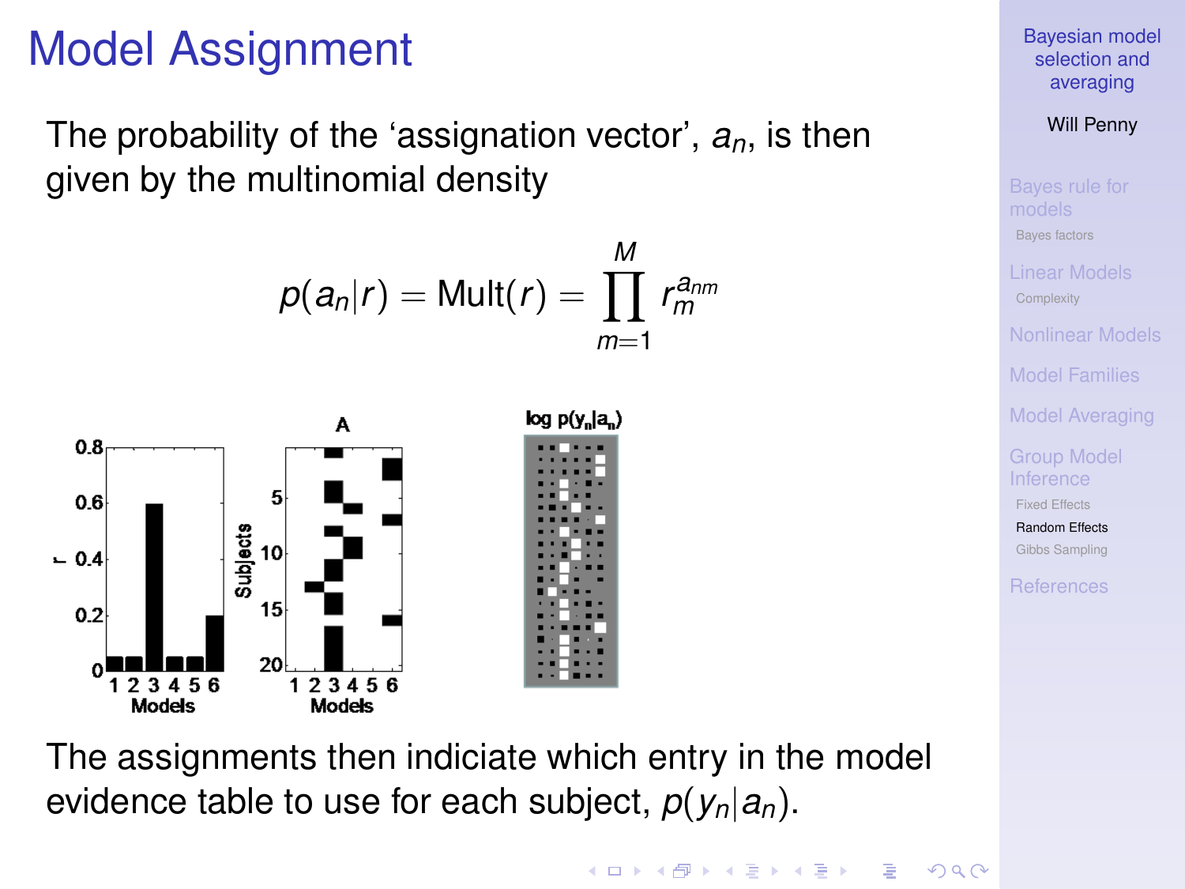# Model Assignment

The probability of the 'assignation vector', $a_n$, is then given by the multinomial density

$$p(a_n|r) = \text{Mult}(r) = \prod_{m=1}^{M} r_m^{a_{nm}}$$

The assignments then indiciate which entry in the model evidence table to use for each subject, $p(y_n|a_n)$.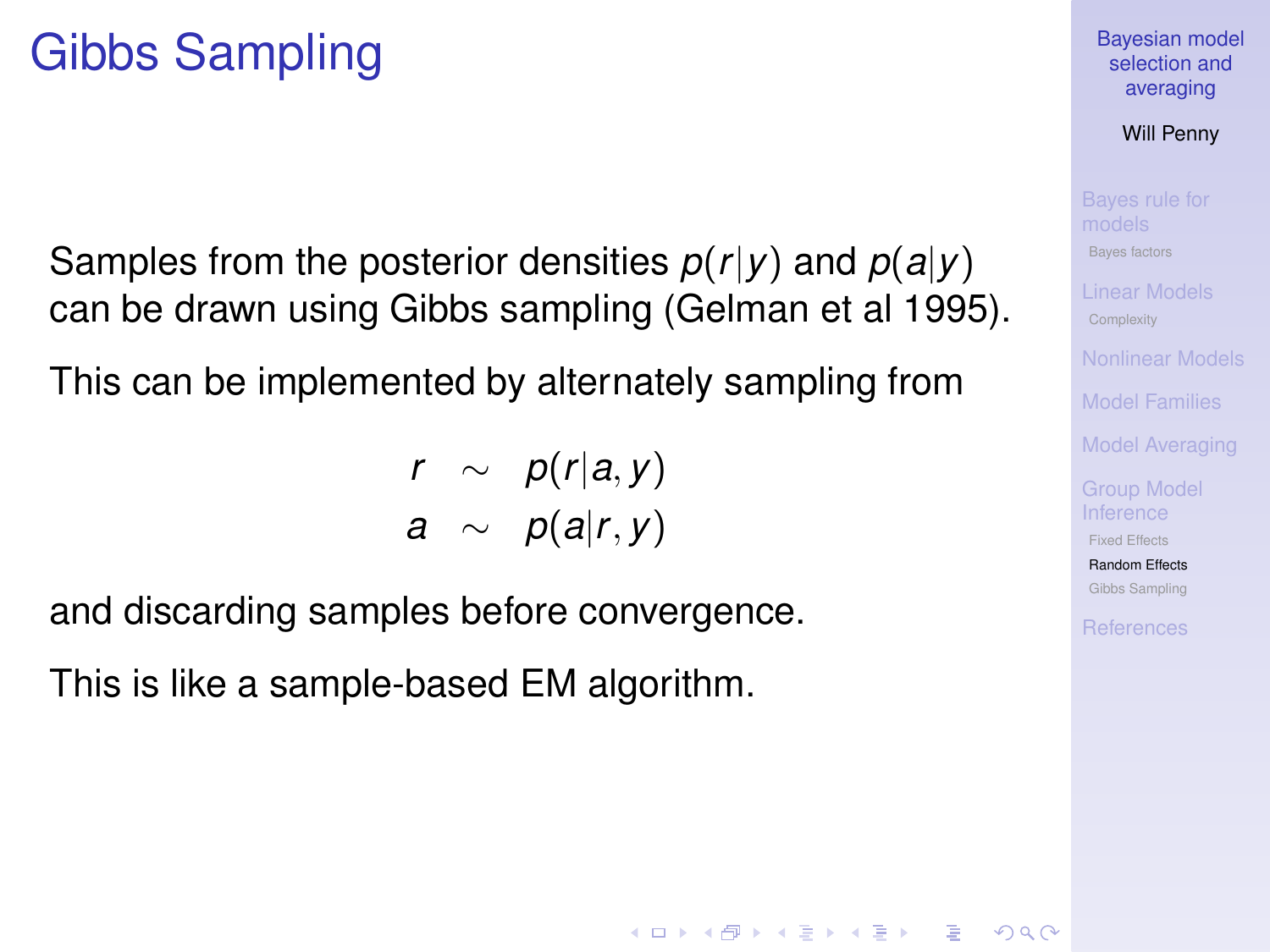# Gibbs Sampling

Samples from the posterior densities $p(r|y)$ and $p(a|y)$ can be drawn using Gibbs sampling (Gelman et al 1995).

This can be implemented by alternately sampling from

$$
\begin{aligned}
r &\sim p(r|a, y) \\
a &\sim p(a|r, y)
\end{aligned}
$$

and discarding samples before convergence.

This is like a sample-based EM algorithm.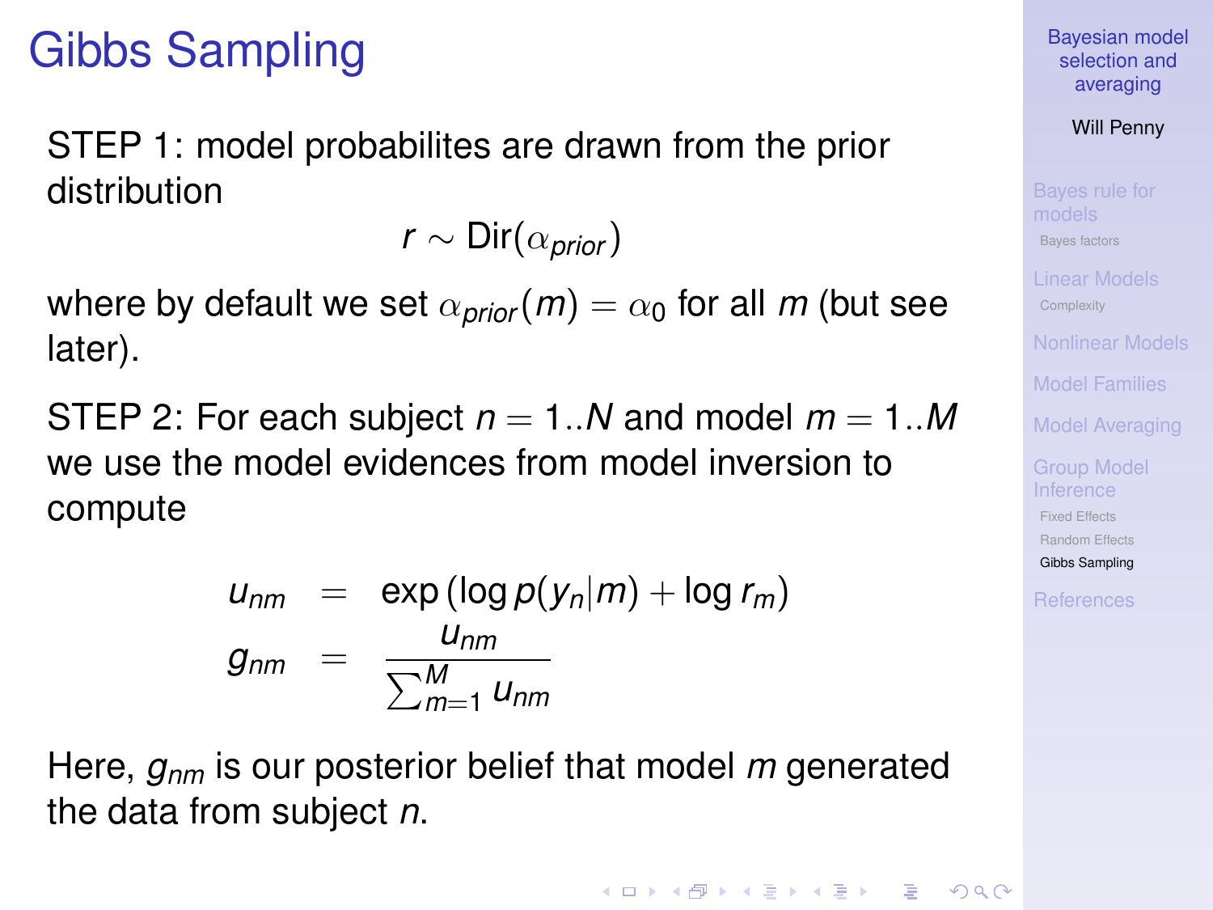# Gibbs Sampling

STEP 1: model probabilites are drawn from the prior distribution

$$r \sim \text{Dir}(\alpha_{prior})$$

where by default we set $\alpha_{prior}(m) = \alpha_0$ for all $m$ (but see later).

STEP 2: For each subject $n = 1..N$ and model $m = 1..M$ we use the model evidences from model inversion to compute

$$
\begin{aligned}
u_{nm} &= \exp\left(\log p(y_n|m) + \log r_m\right) \\
g_{nm} &= \frac{u_{nm}}{\sum_{m=1}^{M} u_{nm}}
\end{aligned}
$$

Here, $g_{nm}$ is our posterior belief that model $m$ generated the data from subject $n$.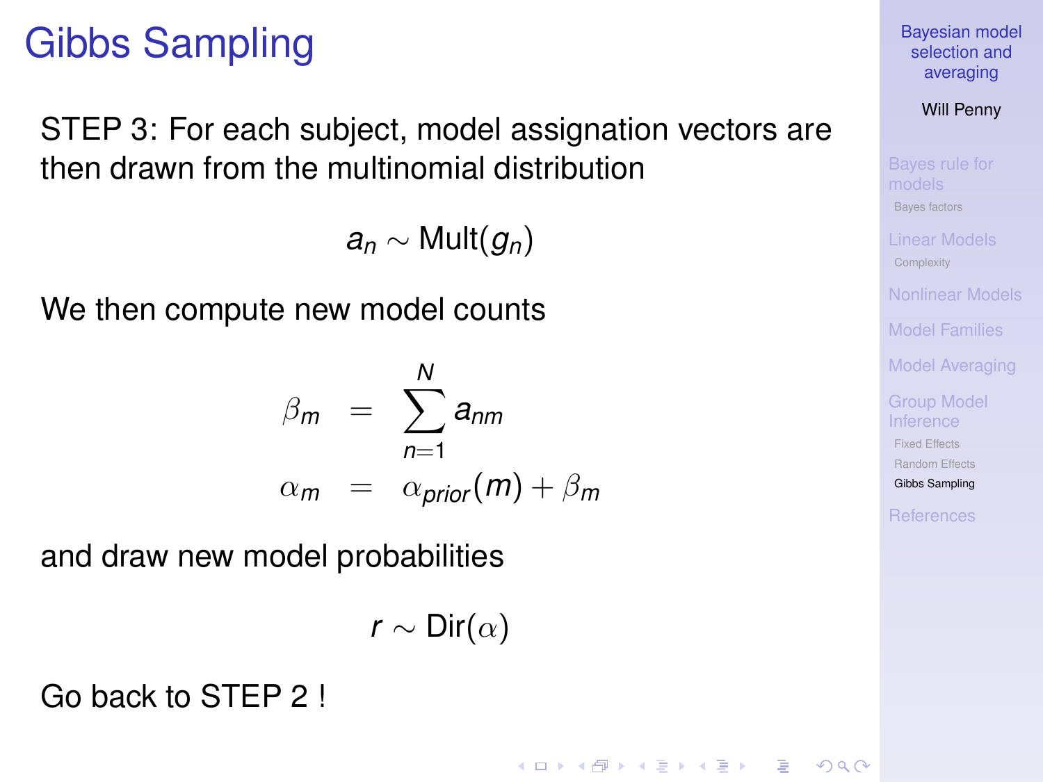# Gibbs Sampling

STEP 3: For each subject, model assignation vectors are then drawn from the multinomial distribution

$$a_n \sim \text{Mult}(g_n)$$

We then compute new model counts

$$\begin{aligned}
\beta_m &= \sum_{n=1}^{N} a_{nm} \\
\alpha_m &= \alpha_{prior}(m) + \beta_m
\end{aligned}$$

and draw new model probabilities

$$r \sim \text{Dir}(\alpha)$$

Go back to STEP 2 !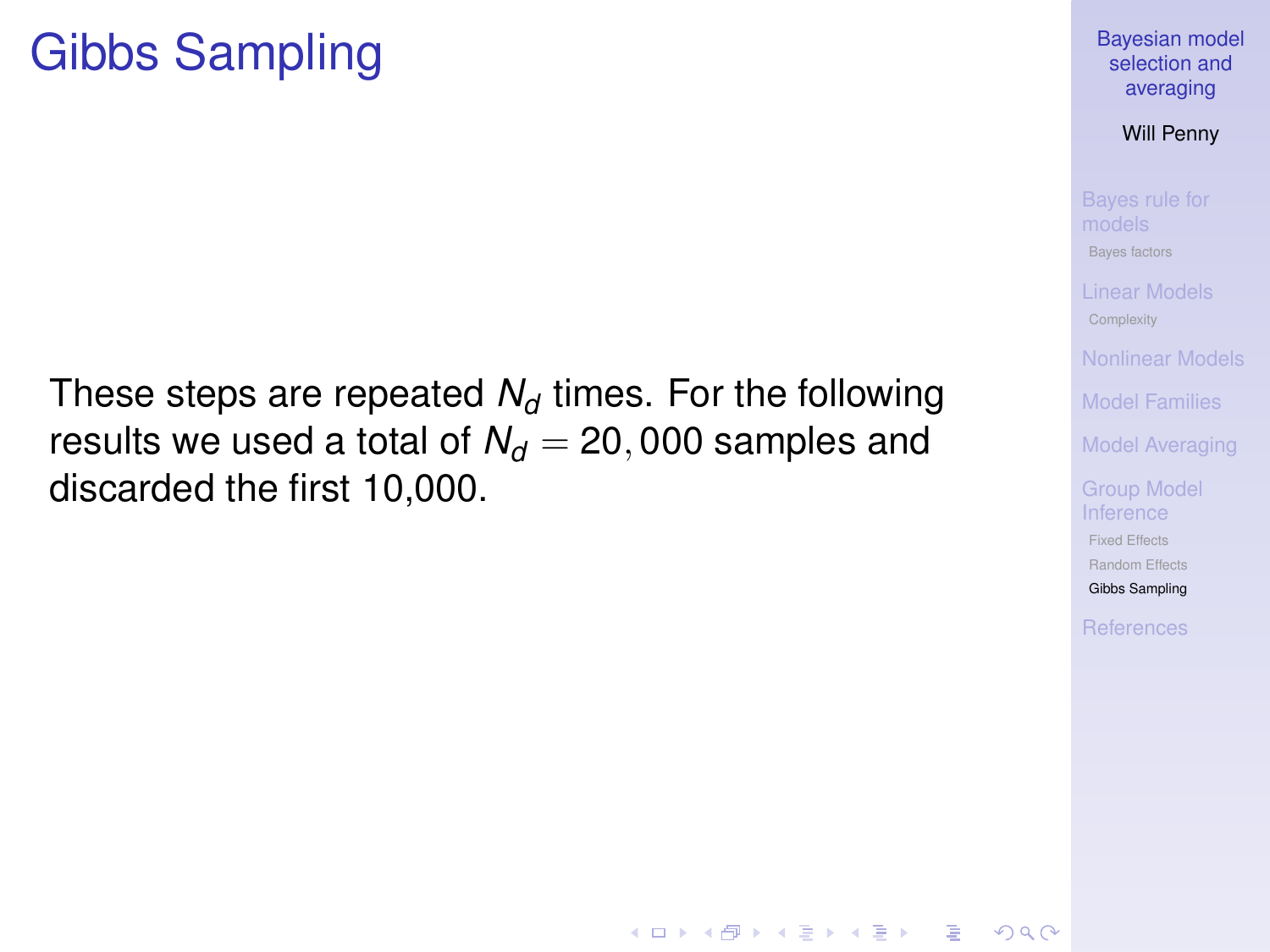# Gibbs Sampling

These steps are repeated $N_d$ times. For the following results we used a total of $N_d = 20,000$ samples and discarded the first 10,000.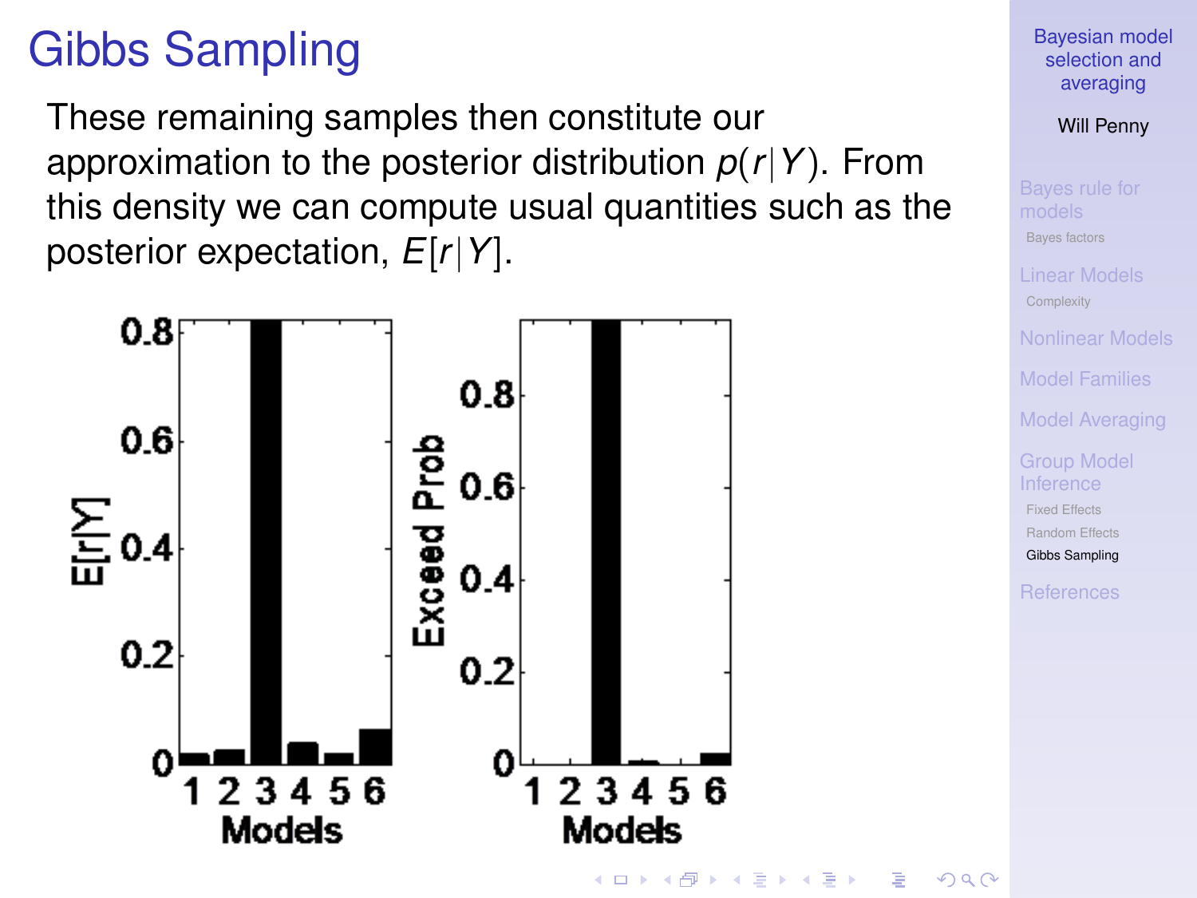# Gibbs Sampling

These remaining samples then constitute our approximation to the posterior distribution $p(r|Y)$. From this density we can compute usual quantities such as the posterior expectation, $E[r|Y]$.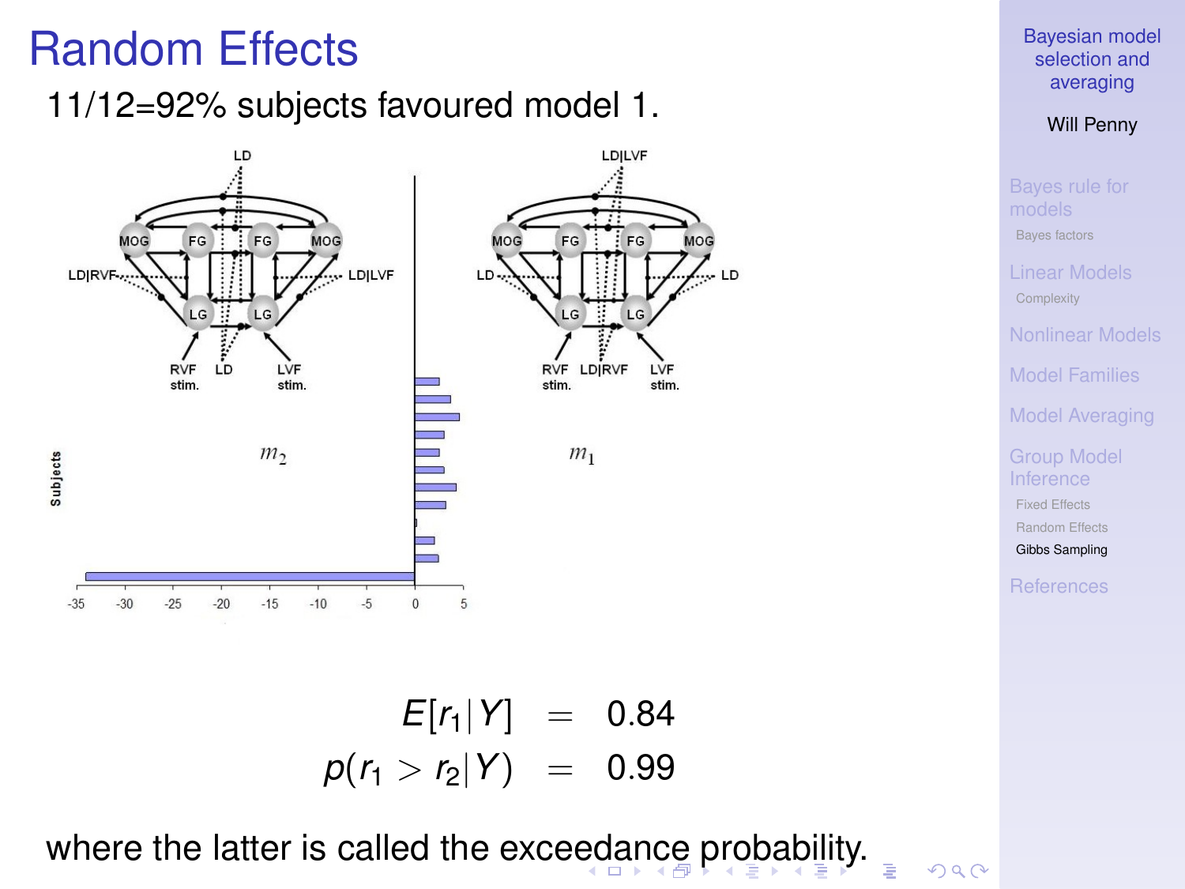# Random Effects

11/12=92% subjects favoured model 1.

$$E[r_1|Y] = 0.84$$
$$p(r_1 > r_2|Y) = 0.99$$

where the latter is called the exceedance probability.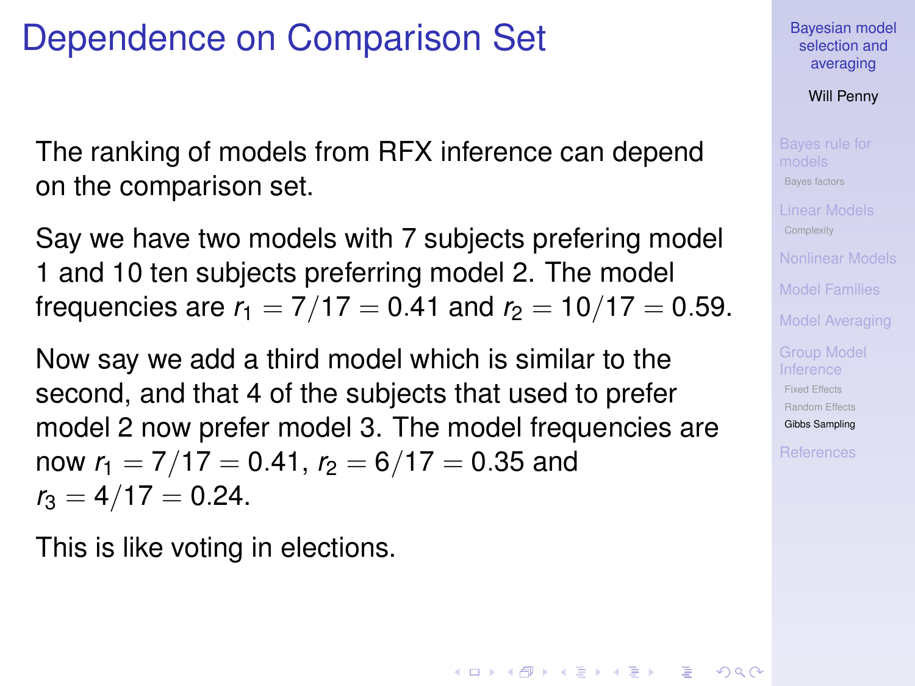# Dependence on Comparison Set

The ranking of models from RFX inference can depend on the comparison set.

Say we have two models with 7 subjects prefering model 1 and 10 ten subjects preferring model 2. The model frequencies are $r_1 = 7/17 = 0.41$ and $r_2 = 10/17 = 0.59$.

Now say we add a third model which is similar to the second, and that 4 of the subjects that used to prefer model 2 now prefer model 3. The model frequencies are now $r_1 = 7/17 = 0.41$, $r_2 = 6/17 = 0.35$ and $r_3 = 4/17 = 0.24$.

This is like voting in elections.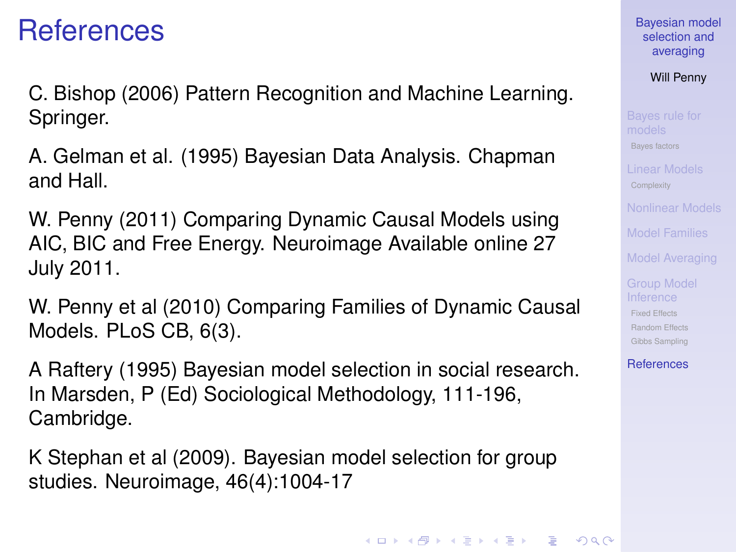# References

C. Bishop (2006) Pattern Recognition and Machine Learning. Springer.

A. Gelman et al. (1995) Bayesian Data Analysis. Chapman and Hall.

W. Penny (2011) Comparing Dynamic Causal Models using AIC, BIC and Free Energy. Neuroimage Available online 27 July 2011.

W. Penny et al (2010) Comparing Families of Dynamic Causal Models. PLoS CB, 6(3).

A Raftery (1995) Bayesian model selection in social research. In Marsden, P (Ed) Sociological Methodology, 111-196, Cambridge.

K Stephan et al (2009). Bayesian model selection for group studies. Neuroimage, 46(4):1004-17